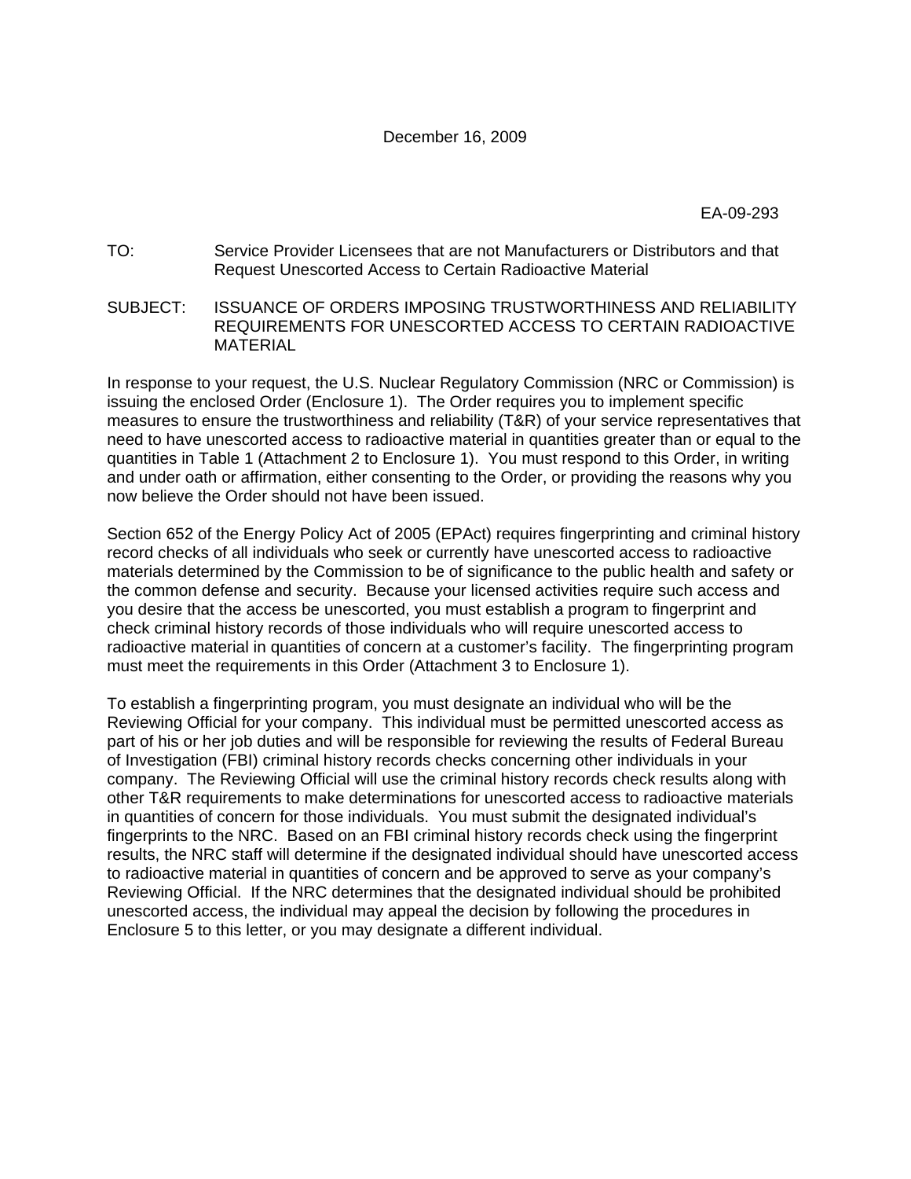December 16, 2009

EA-09-293

TO: Service Provider Licensees that are not Manufacturers or Distributors and that Request Unescorted Access to Certain Radioactive Material

SUBJECT: ISSUANCE OF ORDERS IMPOSING TRUSTWORTHINESS AND RELIABILITY REQUIREMENTS FOR UNESCORTED ACCESS TO CERTAIN RADIOACTIVE MATERIAL

In response to your request, the U.S. Nuclear Regulatory Commission (NRC or Commission) is issuing the enclosed Order (Enclosure 1). The Order requires you to implement specific measures to ensure the trustworthiness and reliability (T&R) of your service representatives that need to have unescorted access to radioactive material in quantities greater than or equal to the quantities in Table 1 (Attachment 2 to Enclosure 1). You must respond to this Order, in writing and under oath or affirmation, either consenting to the Order, or providing the reasons why you now believe the Order should not have been issued.

Section 652 of the Energy Policy Act of 2005 (EPAct) requires fingerprinting and criminal history record checks of all individuals who seek or currently have unescorted access to radioactive materials determined by the Commission to be of significance to the public health and safety or the common defense and security. Because your licensed activities require such access and you desire that the access be unescorted, you must establish a program to fingerprint and check criminal history records of those individuals who will require unescorted access to radioactive material in quantities of concern at a customer's facility. The fingerprinting program must meet the requirements in this Order (Attachment 3 to Enclosure 1).

To establish a fingerprinting program, you must designate an individual who will be the Reviewing Official for your company. This individual must be permitted unescorted access as part of his or her job duties and will be responsible for reviewing the results of Federal Bureau of Investigation (FBI) criminal history records checks concerning other individuals in your company. The Reviewing Official will use the criminal history records check results along with other T&R requirements to make determinations for unescorted access to radioactive materials in quantities of concern for those individuals. You must submit the designated individual's fingerprints to the NRC. Based on an FBI criminal history records check using the fingerprint results, the NRC staff will determine if the designated individual should have unescorted access to radioactive material in quantities of concern and be approved to serve as your company's Reviewing Official. If the NRC determines that the designated individual should be prohibited unescorted access, the individual may appeal the decision by following the procedures in Enclosure 5 to this letter, or you may designate a different individual.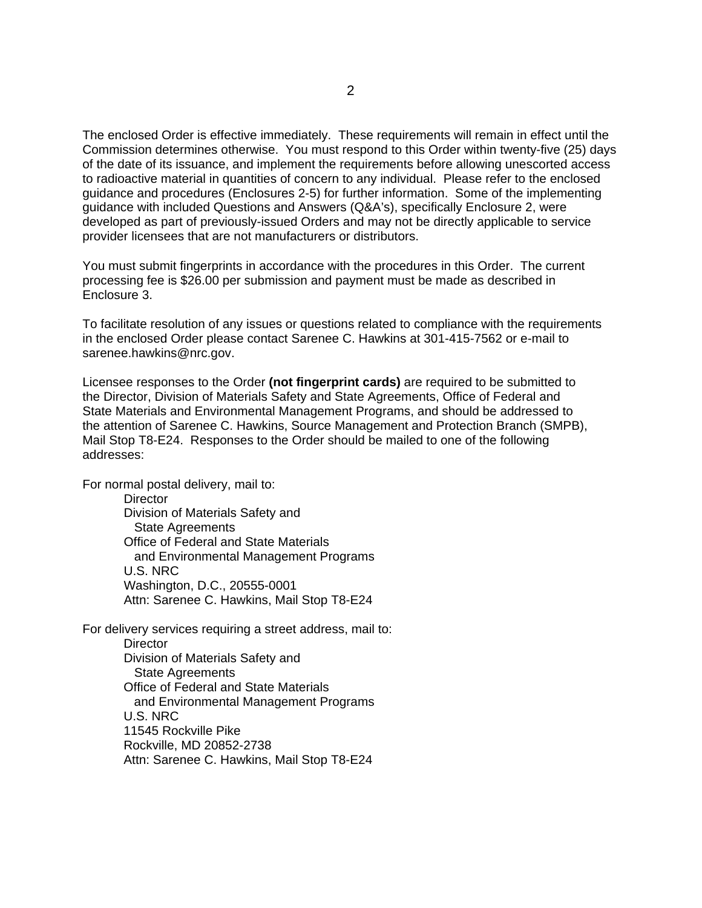The enclosed Order is effective immediately. These requirements will remain in effect until the Commission determines otherwise. You must respond to this Order within twenty-five (25) days of the date of its issuance, and implement the requirements before allowing unescorted access to radioactive material in quantities of concern to any individual. Please refer to the enclosed guidance and procedures (Enclosures 2-5) for further information. Some of the implementing guidance with included Questions and Answers (Q&A's), specifically Enclosure 2, were developed as part of previously-issued Orders and may not be directly applicable to service provider licensees that are not manufacturers or distributors.

You must submit fingerprints in accordance with the procedures in this Order. The current processing fee is $26.00 per submission and payment must be made as described in Enclosure 3.

To facilitate resolution of any issues or questions related to compliance with the requirements in the enclosed Order please contact Sarenee C. Hawkins at 301-415-7562 or e-mail to sarenee.hawkins@nrc.gov.

Licensee responses to the Order **(not fingerprint cards)** are required to be submitted to the Director, Division of Materials Safety and State Agreements, Office of Federal and State Materials and Environmental Management Programs, and should be addressed to the attention of Sarenee C. Hawkins, Source Management and Protection Branch (SMPB), Mail Stop T8-E24. Responses to the Order should be mailed to one of the following addresses:

For normal postal delivery, mail to:

Director
Division of Materials Safety and
State Agreements
Office of Federal and State Materials
and Environmental Management Programs
U.S. NRC
Washington, D.C., 20555-0001
Attn: Sarenee C. Hawkins, Mail Stop T8-E24

For delivery services requiring a street address, mail to:

Director
Division of Materials Safety and
State Agreements
Office of Federal and State Materials
and Environmental Management Programs
U.S. NRC
11545 Rockville Pike
Rockville, MD 20852-2738
Attn: Sarenee C. Hawkins, Mail Stop T8-E24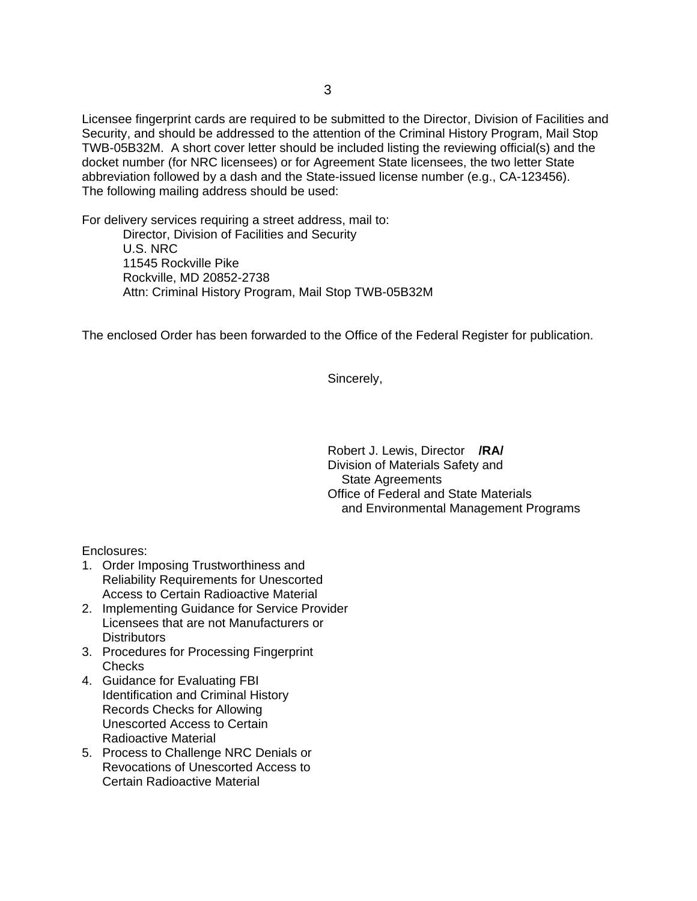Licensee fingerprint cards are required to be submitted to the Director, Division of Facilities and Security, and should be addressed to the attention of the Criminal History Program, Mail Stop TWB-05B32M. A short cover letter should be included listing the reviewing official(s) and the docket number (for NRC licensees) or for Agreement State licensees, the two letter State abbreviation followed by a dash and the State-issued license number (e.g., CA-123456). The following mailing address should be used:

For delivery services requiring a street address, mail to:

Director, Division of Facilities and Security
U.S. NRC
11545 Rockville Pike
Rockville, MD 20852-2738
Attn: Criminal History Program, Mail Stop TWB-05B32M

The enclosed Order has been forwarded to the Office of the Federal Register for publication.

Sincerely,

Robert J. Lewis, Director **/RA/**
Division of Materials Safety and
State Agreements
Office of Federal and State Materials
and Environmental Management Programs

Enclosures:

1. Order Imposing Trustworthiness and Reliability Requirements for Unescorted Access to Certain Radioactive Material
2. Implementing Guidance for Service Provider Licensees that are not Manufacturers or Distributors
3. Procedures for Processing Fingerprint Checks
4. Guidance for Evaluating FBI Identification and Criminal History Records Checks for Allowing Unescorted Access to Certain Radioactive Material
5. Process to Challenge NRC Denials or Revocations of Unescorted Access to Certain Radioactive Material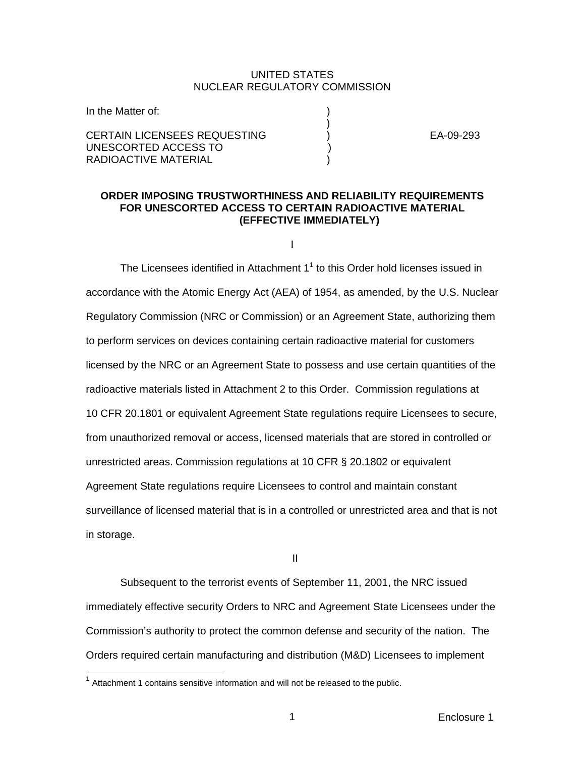UNITED STATES
NUCLEAR REGULATORY COMMISSION

| In the Matter of: | ) | |
|---|---|---|
| | ) | |
| CERTAIN LICENSEES REQUESTING | ) | EA-09-293 |
| UNESCORTED ACCESS TO | ) | |
| RADIOACTIVE MATERIAL | ) | |

**ORDER IMPOSING TRUSTWORTHINESS AND RELIABILITY REQUIREMENTS FOR UNESCORTED ACCESS TO CERTAIN RADIOACTIVE MATERIAL (EFFECTIVE IMMEDIATELY)**

I

The Licensees identified in Attachment 1[1] to this Order hold licenses issued in accordance with the Atomic Energy Act (AEA) of 1954, as amended, by the U.S. Nuclear Regulatory Commission (NRC or Commission) or an Agreement State, authorizing them to perform services on devices containing certain radioactive material for customers licensed by the NRC or an Agreement State to possess and use certain quantities of the radioactive materials listed in Attachment 2 to this Order. Commission regulations at 10 CFR 20.1801 or equivalent Agreement State regulations require Licensees to secure, from unauthorized removal or access, licensed materials that are stored in controlled or unrestricted areas. Commission regulations at 10 CFR § 20.1802 or equivalent Agreement State regulations require Licensees to control and maintain constant surveillance of licensed material that is in a controlled or unrestricted area and that is not in storage.

II

Subsequent to the terrorist events of September 11, 2001, the NRC issued immediately effective security Orders to NRC and Agreement State Licensees under the Commission's authority to protect the common defense and security of the nation. The Orders required certain manufacturing and distribution (M&D) Licensees to implement

[1] Attachment 1 contains sensitive information and will not be released to the public.

Enclosure 1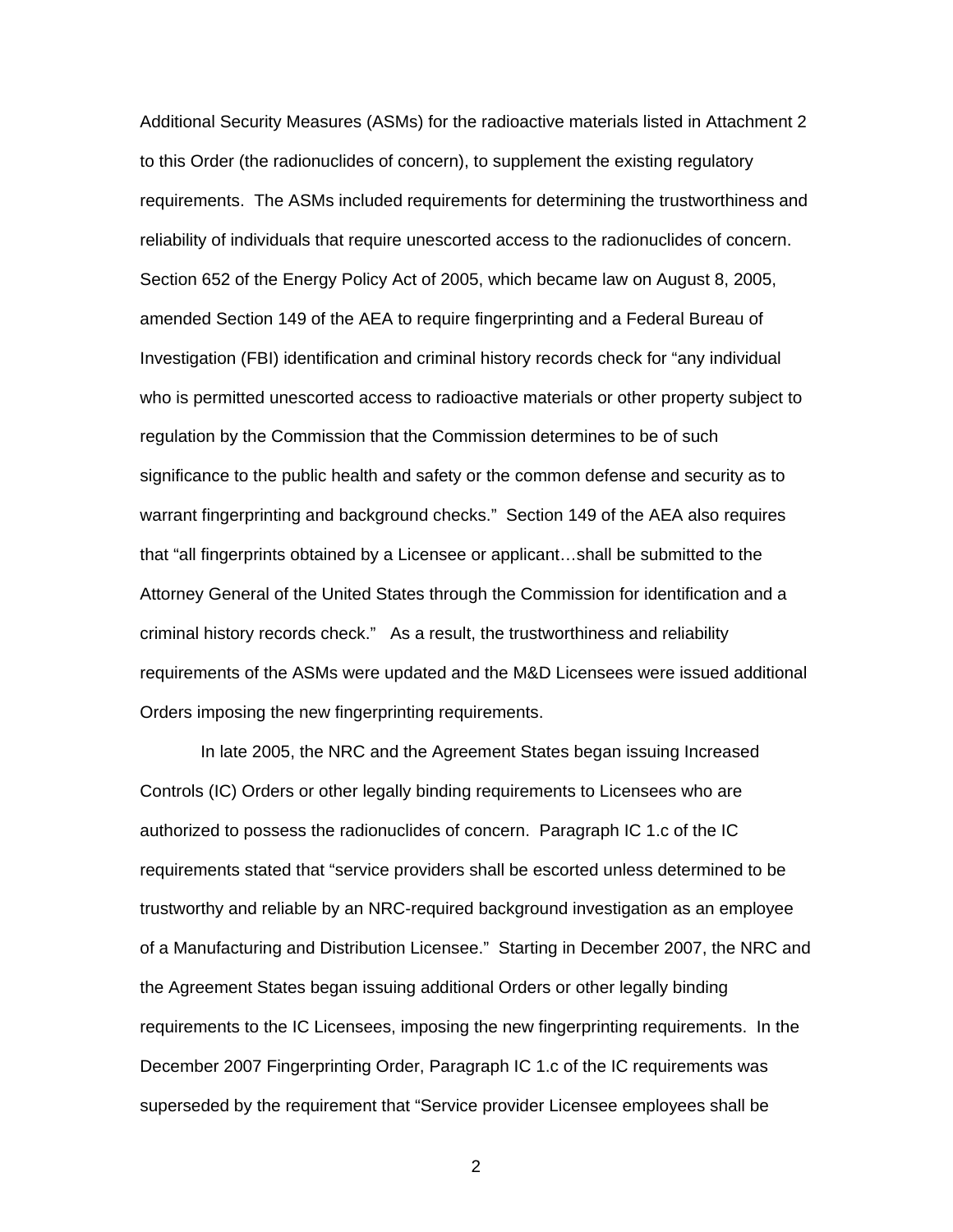Additional Security Measures (ASMs) for the radioactive materials listed in Attachment 2 to this Order (the radionuclides of concern), to supplement the existing regulatory requirements. The ASMs included requirements for determining the trustworthiness and reliability of individuals that require unescorted access to the radionuclides of concern. Section 652 of the Energy Policy Act of 2005, which became law on August 8, 2005, amended Section 149 of the AEA to require fingerprinting and a Federal Bureau of Investigation (FBI) identification and criminal history records check for "any individual who is permitted unescorted access to radioactive materials or other property subject to regulation by the Commission that the Commission determines to be of such significance to the public health and safety or the common defense and security as to warrant fingerprinting and background checks." Section 149 of the AEA also requires that "all fingerprints obtained by a Licensee or applicant…shall be submitted to the Attorney General of the United States through the Commission for identification and a criminal history records check." As a result, the trustworthiness and reliability requirements of the ASMs were updated and the M&D Licensees were issued additional Orders imposing the new fingerprinting requirements.

In late 2005, the NRC and the Agreement States began issuing Increased Controls (IC) Orders or other legally binding requirements to Licensees who are authorized to possess the radionuclides of concern. Paragraph IC 1.c of the IC requirements stated that "service providers shall be escorted unless determined to be trustworthy and reliable by an NRC-required background investigation as an employee of a Manufacturing and Distribution Licensee." Starting in December 2007, the NRC and the Agreement States began issuing additional Orders or other legally binding requirements to the IC Licensees, imposing the new fingerprinting requirements. In the December 2007 Fingerprinting Order, Paragraph IC 1.c of the IC requirements was superseded by the requirement that "Service provider Licensee employees shall be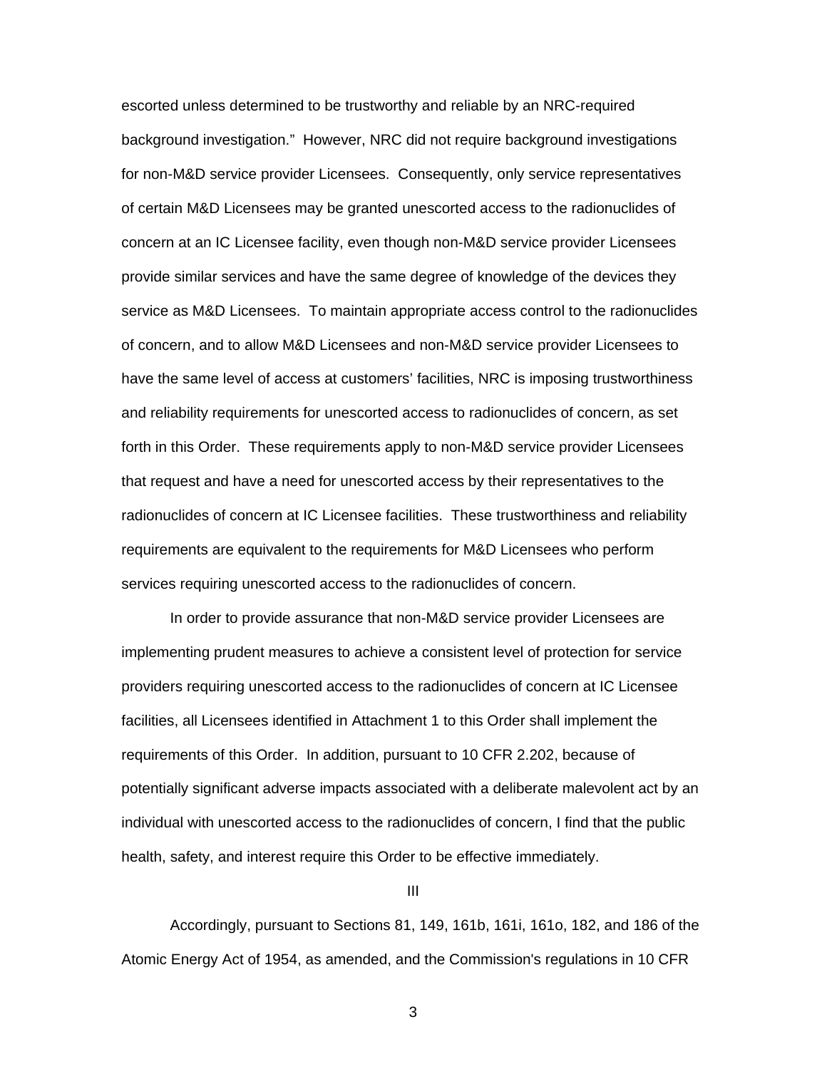escorted unless determined to be trustworthy and reliable by an NRC-required background investigation." However, NRC did not require background investigations for non-M&D service provider Licensees. Consequently, only service representatives of certain M&D Licensees may be granted unescorted access to the radionuclides of concern at an IC Licensee facility, even though non-M&D service provider Licensees provide similar services and have the same degree of knowledge of the devices they service as M&D Licensees. To maintain appropriate access control to the radionuclides of concern, and to allow M&D Licensees and non-M&D service provider Licensees to have the same level of access at customers' facilities, NRC is imposing trustworthiness and reliability requirements for unescorted access to radionuclides of concern, as set forth in this Order. These requirements apply to non-M&D service provider Licensees that request and have a need for unescorted access by their representatives to the radionuclides of concern at IC Licensee facilities. These trustworthiness and reliability requirements are equivalent to the requirements for M&D Licensees who perform services requiring unescorted access to the radionuclides of concern.

In order to provide assurance that non-M&D service provider Licensees are implementing prudent measures to achieve a consistent level of protection for service providers requiring unescorted access to the radionuclides of concern at IC Licensee facilities, all Licensees identified in Attachment 1 to this Order shall implement the requirements of this Order. In addition, pursuant to 10 CFR 2.202, because of potentially significant adverse impacts associated with a deliberate malevolent act by an individual with unescorted access to the radionuclides of concern, I find that the public health, safety, and interest require this Order to be effective immediately.

## III

Accordingly, pursuant to Sections 81, 149, 161b, 161i, 161o, 182, and 186 of the Atomic Energy Act of 1954, as amended, and the Commission's regulations in 10 CFR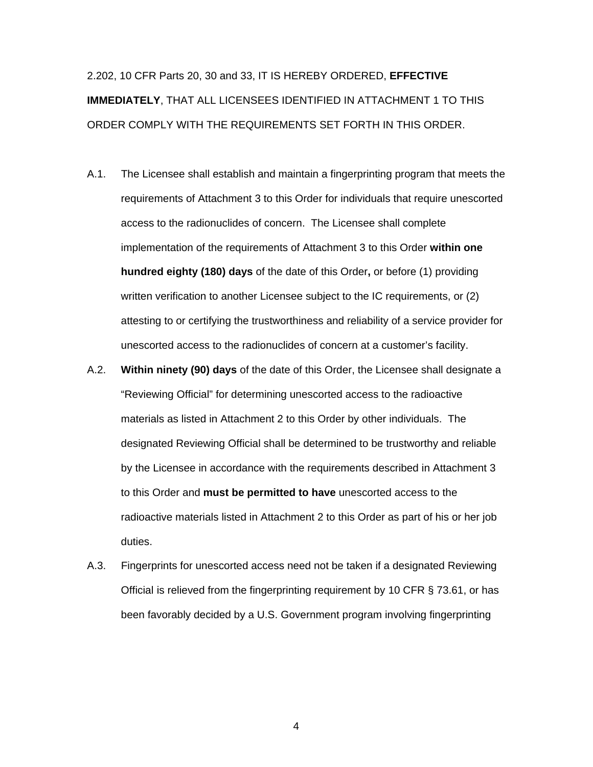2.202, 10 CFR Parts 20, 30 and 33, IT IS HEREBY ORDERED, **EFFECTIVE IMMEDIATELY**, THAT ALL LICENSEES IDENTIFIED IN ATTACHMENT 1 TO THIS ORDER COMPLY WITH THE REQUIREMENTS SET FORTH IN THIS ORDER.

A.1. The Licensee shall establish and maintain a fingerprinting program that meets the requirements of Attachment 3 to this Order for individuals that require unescorted access to the radionuclides of concern. The Licensee shall complete implementation of the requirements of Attachment 3 to this Order **within one hundred eighty (180) days** of the date of this Order**,** or before (1) providing written verification to another Licensee subject to the IC requirements, or (2) attesting to or certifying the trustworthiness and reliability of a service provider for unescorted access to the radionuclides of concern at a customer's facility.

A.2. **Within ninety (90) days** of the date of this Order, the Licensee shall designate a "Reviewing Official" for determining unescorted access to the radioactive materials as listed in Attachment 2 to this Order by other individuals. The designated Reviewing Official shall be determined to be trustworthy and reliable by the Licensee in accordance with the requirements described in Attachment 3 to this Order and **must be permitted to have** unescorted access to the radioactive materials listed in Attachment 2 to this Order as part of his or her job duties.

A.3. Fingerprints for unescorted access need not be taken if a designated Reviewing Official is relieved from the fingerprinting requirement by 10 CFR § 73.61, or has been favorably decided by a U.S. Government program involving fingerprinting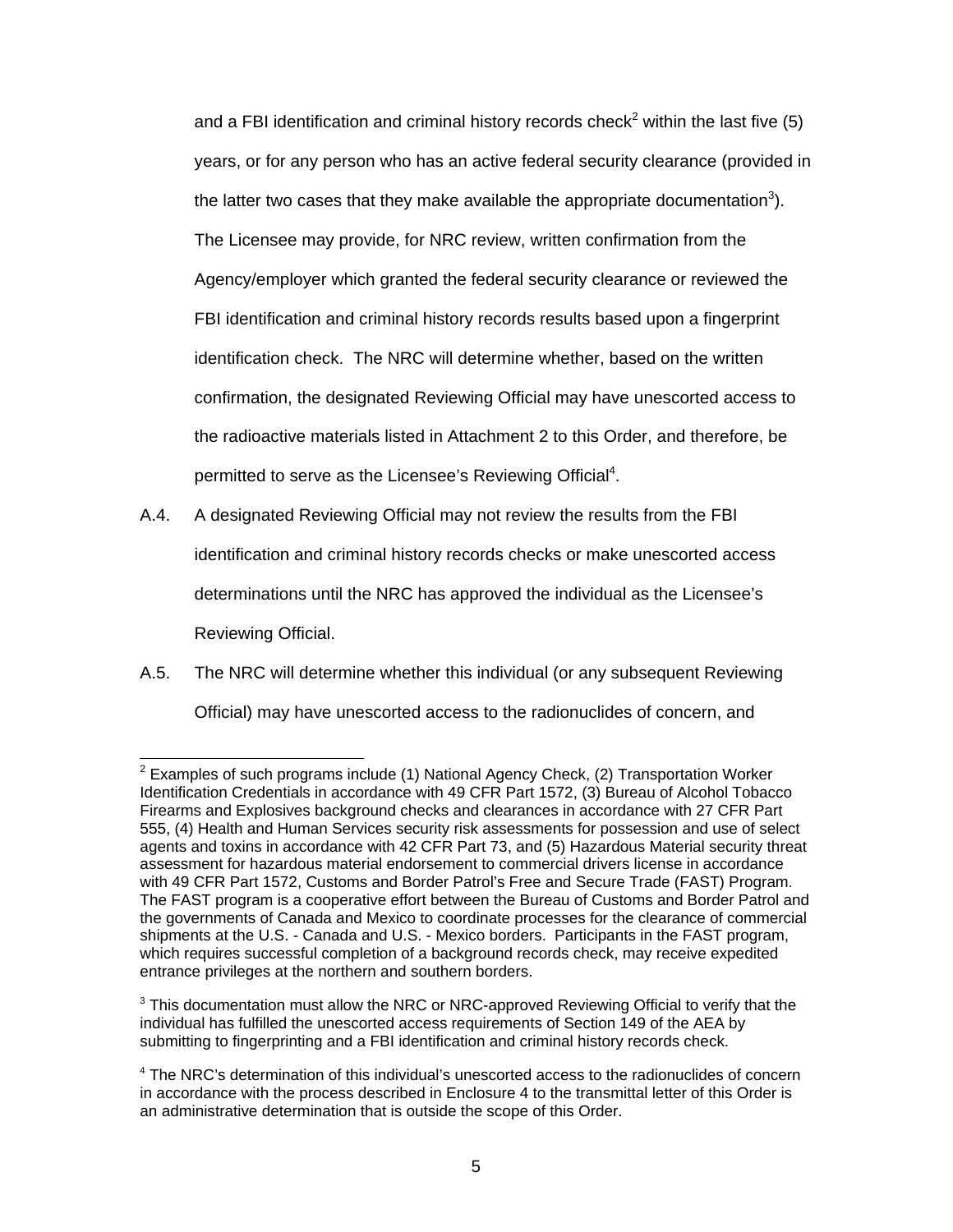and a FBI identification and criminal history records check[2] within the last five (5) years, or for any person who has an active federal security clearance (provided in the latter two cases that they make available the appropriate documentation[3]). The Licensee may provide, for NRC review, written confirmation from the Agency/employer which granted the federal security clearance or reviewed the FBI identification and criminal history records results based upon a fingerprint identification check. The NRC will determine whether, based on the written confirmation, the designated Reviewing Official may have unescorted access to the radioactive materials listed in Attachment 2 to this Order, and therefore, be permitted to serve as the Licensee's Reviewing Official[4].

A.4. A designated Reviewing Official may not review the results from the FBI identification and criminal history records checks or make unescorted access determinations until the NRC has approved the individual as the Licensee's Reviewing Official.

A.5. The NRC will determine whether this individual (or any subsequent Reviewing Official) may have unescorted access to the radionuclides of concern, and

---

[2] Examples of such programs include (1) National Agency Check, (2) Transportation Worker Identification Credentials in accordance with 49 CFR Part 1572, (3) Bureau of Alcohol Tobacco Firearms and Explosives background checks and clearances in accordance with 27 CFR Part 555, (4) Health and Human Services security risk assessments for possession and use of select agents and toxins in accordance with 42 CFR Part 73, and (5) Hazardous Material security threat assessment for hazardous material endorsement to commercial drivers license in accordance with 49 CFR Part 1572, Customs and Border Patrol's Free and Secure Trade (FAST) Program. The FAST program is a cooperative effort between the Bureau of Customs and Border Patrol and the governments of Canada and Mexico to coordinate processes for the clearance of commercial shipments at the U.S. - Canada and U.S. - Mexico borders. Participants in the FAST program, which requires successful completion of a background records check, may receive expedited entrance privileges at the northern and southern borders.

[3] This documentation must allow the NRC or NRC-approved Reviewing Official to verify that the individual has fulfilled the unescorted access requirements of Section 149 of the AEA by submitting to fingerprinting and a FBI identification and criminal history records check.

[4] The NRC's determination of this individual's unescorted access to the radionuclides of concern in accordance with the process described in Enclosure 4 to the transmittal letter of this Order is an administrative determination that is outside the scope of this Order.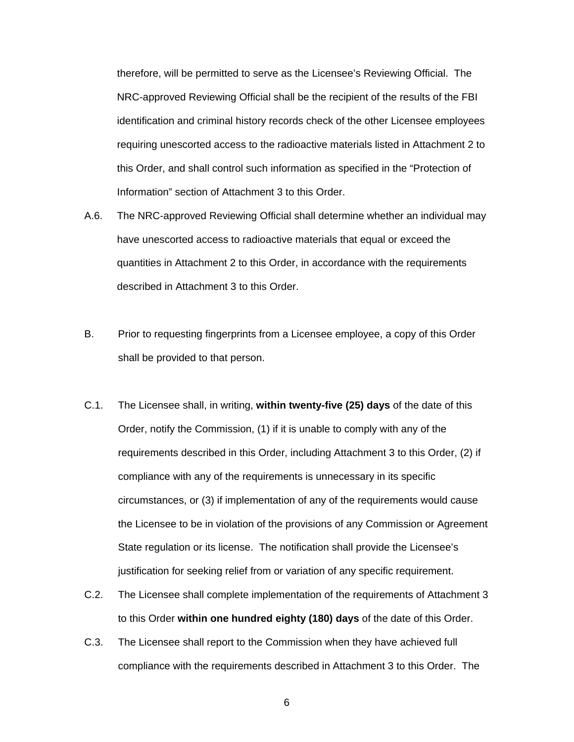therefore, will be permitted to serve as the Licensee's Reviewing Official. The NRC-approved Reviewing Official shall be the recipient of the results of the FBI identification and criminal history records check of the other Licensee employees requiring unescorted access to the radioactive materials listed in Attachment 2 to this Order, and shall control such information as specified in the "Protection of Information" section of Attachment 3 to this Order.

A.6. The NRC-approved Reviewing Official shall determine whether an individual may have unescorted access to radioactive materials that equal or exceed the quantities in Attachment 2 to this Order, in accordance with the requirements described in Attachment 3 to this Order.

B. Prior to requesting fingerprints from a Licensee employee, a copy of this Order shall be provided to that person.

C.1. The Licensee shall, in writing, **within twenty-five (25) days** of the date of this Order, notify the Commission, (1) if it is unable to comply with any of the requirements described in this Order, including Attachment 3 to this Order, (2) if compliance with any of the requirements is unnecessary in its specific circumstances, or (3) if implementation of any of the requirements would cause the Licensee to be in violation of the provisions of any Commission or Agreement State regulation or its license. The notification shall provide the Licensee's justification for seeking relief from or variation of any specific requirement.

C.2. The Licensee shall complete implementation of the requirements of Attachment 3 to this Order **within one hundred eighty (180) days** of the date of this Order.

C.3. The Licensee shall report to the Commission when they have achieved full compliance with the requirements described in Attachment 3 to this Order. The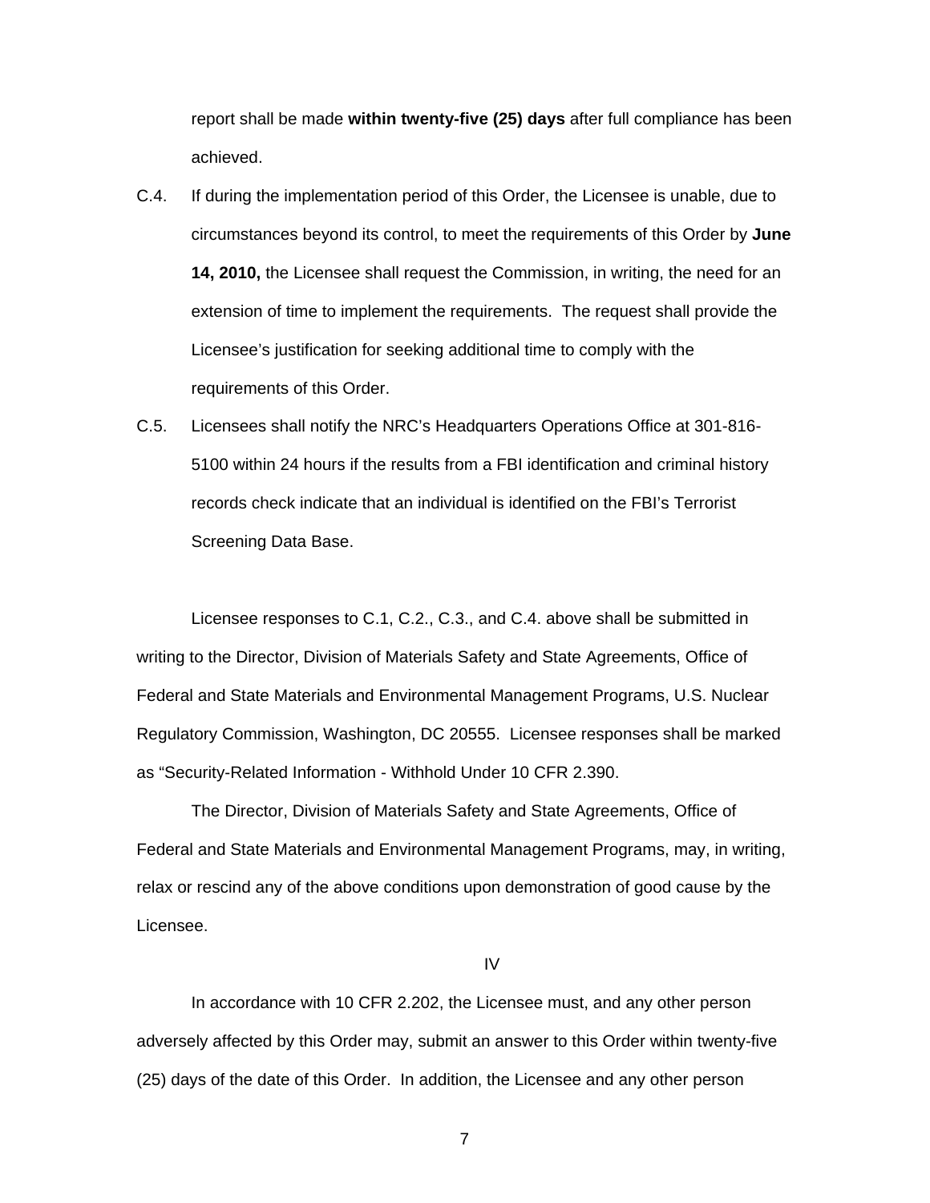report shall be made **within twenty-five (25) days** after full compliance has been achieved.

C.4. If during the implementation period of this Order, the Licensee is unable, due to circumstances beyond its control, to meet the requirements of this Order by **June 14, 2010,** the Licensee shall request the Commission, in writing, the need for an extension of time to implement the requirements. The request shall provide the Licensee's justification for seeking additional time to comply with the requirements of this Order.

C.5. Licensees shall notify the NRC's Headquarters Operations Office at 301-816-5100 within 24 hours if the results from a FBI identification and criminal history records check indicate that an individual is identified on the FBI's Terrorist Screening Data Base.

Licensee responses to C.1, C.2., C.3., and C.4. above shall be submitted in writing to the Director, Division of Materials Safety and State Agreements, Office of Federal and State Materials and Environmental Management Programs, U.S. Nuclear Regulatory Commission, Washington, DC 20555. Licensee responses shall be marked as "Security-Related Information - Withhold Under 10 CFR 2.390.

The Director, Division of Materials Safety and State Agreements, Office of Federal and State Materials and Environmental Management Programs, may, in writing, relax or rescind any of the above conditions upon demonstration of good cause by the Licensee.

## IV

In accordance with 10 CFR 2.202, the Licensee must, and any other person adversely affected by this Order may, submit an answer to this Order within twenty-five (25) days of the date of this Order. In addition, the Licensee and any other person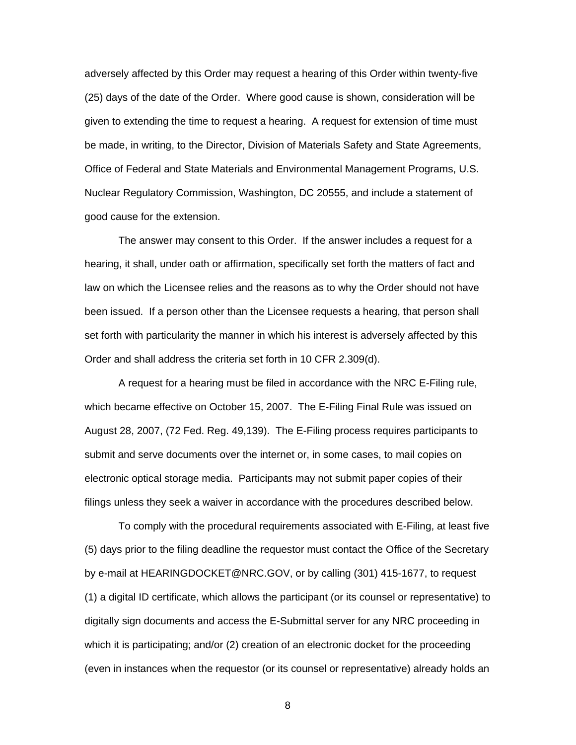adversely affected by this Order may request a hearing of this Order within twenty-five (25) days of the date of the Order. Where good cause is shown, consideration will be given to extending the time to request a hearing. A request for extension of time must be made, in writing, to the Director, Division of Materials Safety and State Agreements, Office of Federal and State Materials and Environmental Management Programs, U.S. Nuclear Regulatory Commission, Washington, DC 20555, and include a statement of good cause for the extension.

The answer may consent to this Order. If the answer includes a request for a hearing, it shall, under oath or affirmation, specifically set forth the matters of fact and law on which the Licensee relies and the reasons as to why the Order should not have been issued. If a person other than the Licensee requests a hearing, that person shall set forth with particularity the manner in which his interest is adversely affected by this Order and shall address the criteria set forth in 10 CFR 2.309(d).

A request for a hearing must be filed in accordance with the NRC E-Filing rule, which became effective on October 15, 2007. The E-Filing Final Rule was issued on August 28, 2007, (72 Fed. Reg. 49,139). The E-Filing process requires participants to submit and serve documents over the internet or, in some cases, to mail copies on electronic optical storage media. Participants may not submit paper copies of their filings unless they seek a waiver in accordance with the procedures described below.

To comply with the procedural requirements associated with E-Filing, at least five (5) days prior to the filing deadline the requestor must contact the Office of the Secretary by e-mail at HEARINGDOCKET@NRC.GOV, or by calling (301) 415-1677, to request (1) a digital ID certificate, which allows the participant (or its counsel or representative) to digitally sign documents and access the E-Submittal server for any NRC proceeding in which it is participating; and/or (2) creation of an electronic docket for the proceeding (even in instances when the requestor (or its counsel or representative) already holds an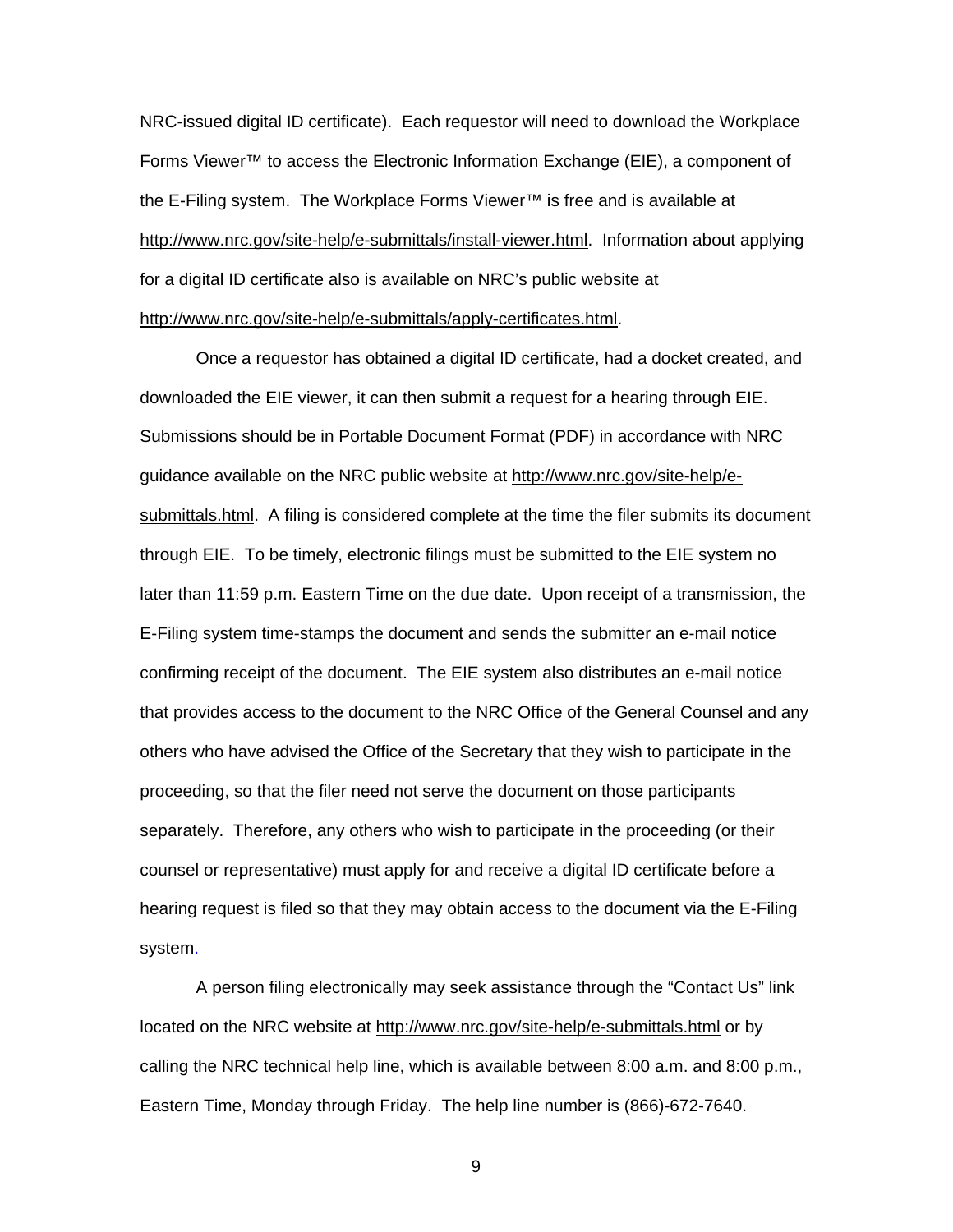NRC-issued digital ID certificate). Each requestor will need to download the Workplace Forms Viewer™ to access the Electronic Information Exchange (EIE), a component of the E-Filing system. The Workplace Forms Viewer™ is free and is available at http://www.nrc.gov/site-help/e-submittals/install-viewer.html. Information about applying for a digital ID certificate also is available on NRC's public website at http://www.nrc.gov/site-help/e-submittals/apply-certificates.html.

Once a requestor has obtained a digital ID certificate, had a docket created, and downloaded the EIE viewer, it can then submit a request for a hearing through EIE. Submissions should be in Portable Document Format (PDF) in accordance with NRC guidance available on the NRC public website at http://www.nrc.gov/site-help/e-submittals.html. A filing is considered complete at the time the filer submits its document through EIE. To be timely, electronic filings must be submitted to the EIE system no later than 11:59 p.m. Eastern Time on the due date. Upon receipt of a transmission, the E-Filing system time-stamps the document and sends the submitter an e-mail notice confirming receipt of the document. The EIE system also distributes an e-mail notice that provides access to the document to the NRC Office of the General Counsel and any others who have advised the Office of the Secretary that they wish to participate in the proceeding, so that the filer need not serve the document on those participants separately. Therefore, any others who wish to participate in the proceeding (or their counsel or representative) must apply for and receive a digital ID certificate before a hearing request is filed so that they may obtain access to the document via the E-Filing system.

A person filing electronically may seek assistance through the "Contact Us" link located on the NRC website at http://www.nrc.gov/site-help/e-submittals.html or by calling the NRC technical help line, which is available between 8:00 a.m. and 8:00 p.m., Eastern Time, Monday through Friday. The help line number is (866)-672-7640.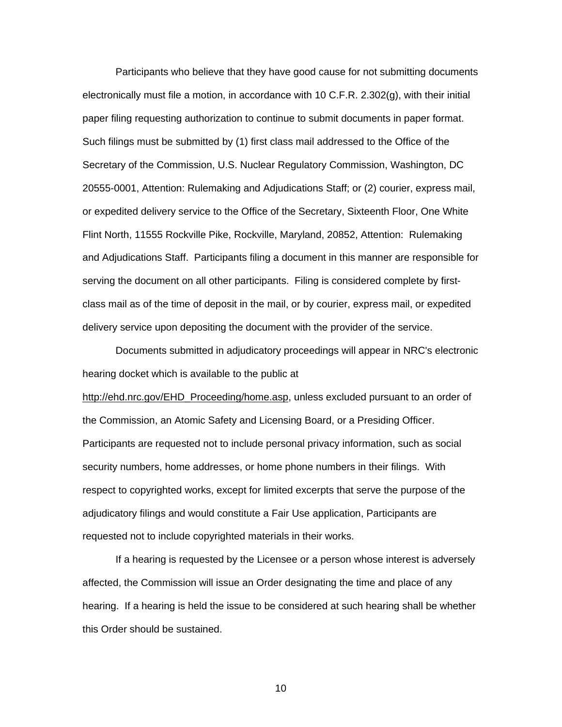Participants who believe that they have good cause for not submitting documents electronically must file a motion, in accordance with 10 C.F.R. 2.302(g), with their initial paper filing requesting authorization to continue to submit documents in paper format. Such filings must be submitted by (1) first class mail addressed to the Office of the Secretary of the Commission, U.S. Nuclear Regulatory Commission, Washington, DC 20555-0001, Attention: Rulemaking and Adjudications Staff; or (2) courier, express mail, or expedited delivery service to the Office of the Secretary, Sixteenth Floor, One White Flint North, 11555 Rockville Pike, Rockville, Maryland, 20852, Attention: Rulemaking and Adjudications Staff. Participants filing a document in this manner are responsible for serving the document on all other participants. Filing is considered complete by first-class mail as of the time of deposit in the mail, or by courier, express mail, or expedited delivery service upon depositing the document with the provider of the service.

Documents submitted in adjudicatory proceedings will appear in NRC's electronic hearing docket which is available to the public at http://ehd.nrc.gov/EHD_Proceeding/home.asp, unless excluded pursuant to an order of the Commission, an Atomic Safety and Licensing Board, or a Presiding Officer. Participants are requested not to include personal privacy information, such as social security numbers, home addresses, or home phone numbers in their filings. With respect to copyrighted works, except for limited excerpts that serve the purpose of the adjudicatory filings and would constitute a Fair Use application, Participants are requested not to include copyrighted materials in their works.

If a hearing is requested by the Licensee or a person whose interest is adversely affected, the Commission will issue an Order designating the time and place of any hearing. If a hearing is held the issue to be considered at such hearing shall be whether this Order should be sustained.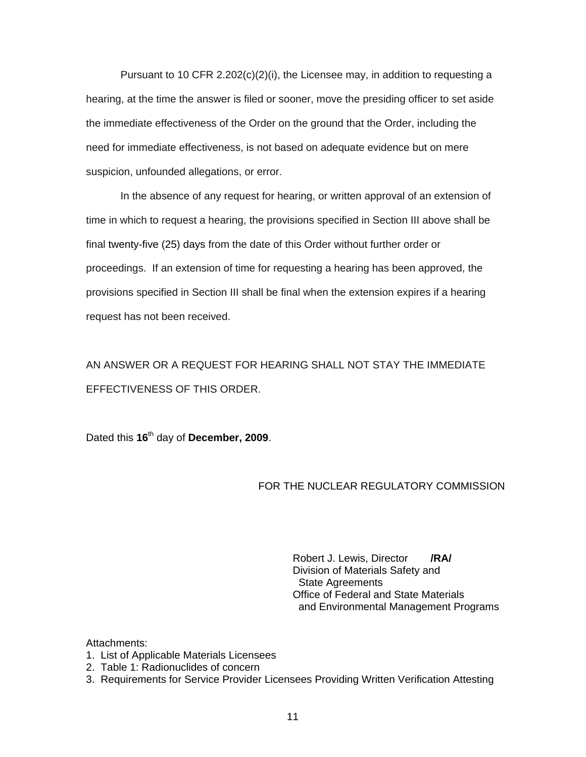Pursuant to 10 CFR 2.202(c)(2)(i), the Licensee may, in addition to requesting a hearing, at the time the answer is filed or sooner, move the presiding officer to set aside the immediate effectiveness of the Order on the ground that the Order, including the need for immediate effectiveness, is not based on adequate evidence but on mere suspicion, unfounded allegations, or error.

In the absence of any request for hearing, or written approval of an extension of time in which to request a hearing, the provisions specified in Section III above shall be final twenty-five (25) days from the date of this Order without further order or proceedings. If an extension of time for requesting a hearing has been approved, the provisions specified in Section III shall be final when the extension expires if a hearing request has not been received.

AN ANSWER OR A REQUEST FOR HEARING SHALL NOT STAY THE IMMEDIATE EFFECTIVENESS OF THIS ORDER.

Dated this **16**th day of **December, 2009**.

FOR THE NUCLEAR REGULATORY COMMISSION

Robert J. Lewis, Director **/RA/**
Division of Materials Safety and
State Agreements
Office of Federal and State Materials
and Environmental Management Programs

Attachments:
1. List of Applicable Materials Licensees
2. Table 1: Radionuclides of concern
3. Requirements for Service Provider Licensees Providing Written Verification Attesting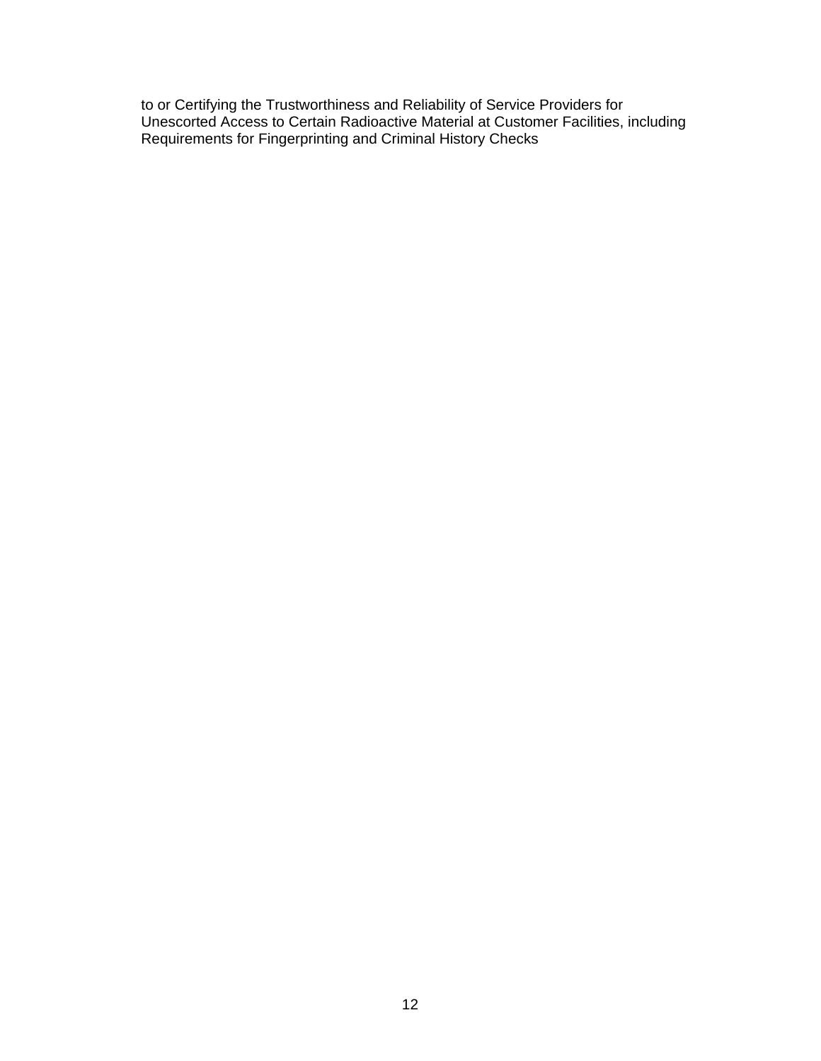to or Certifying the Trustworthiness and Reliability of Service Providers for Unescorted Access to Certain Radioactive Material at Customer Facilities, including Requirements for Fingerprinting and Criminal History Checks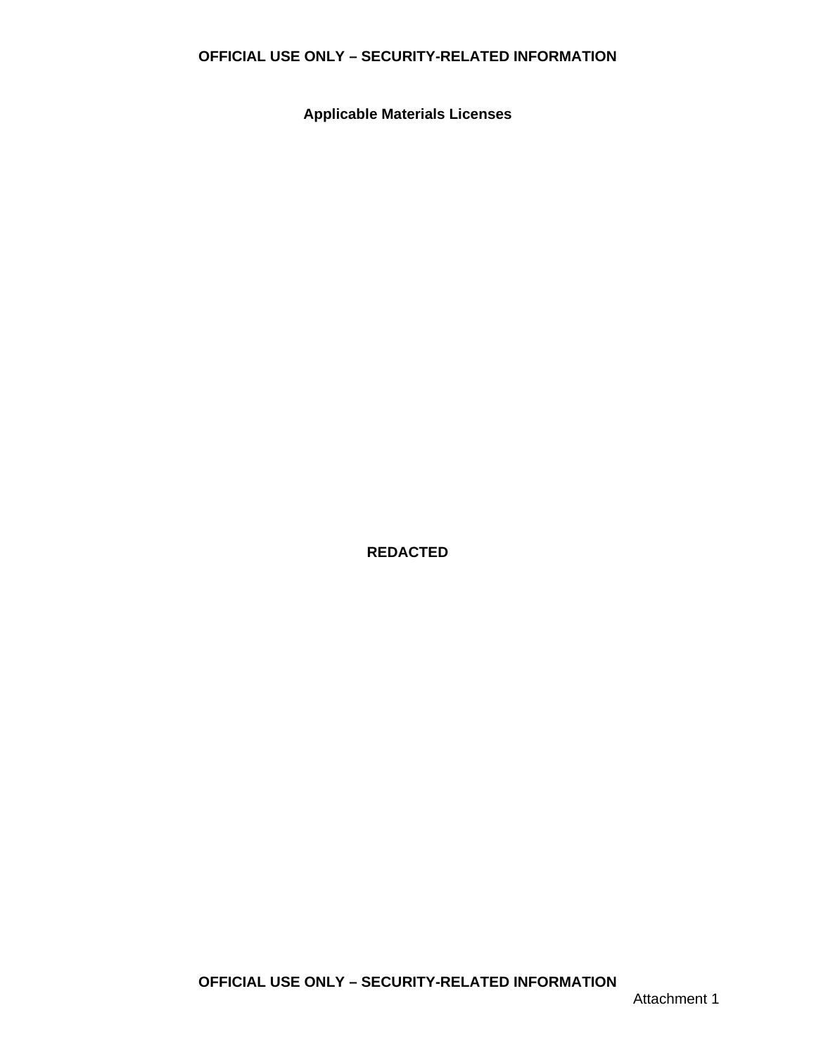**Applicable Materials Licenses**

**REDACTED**

Attachment 1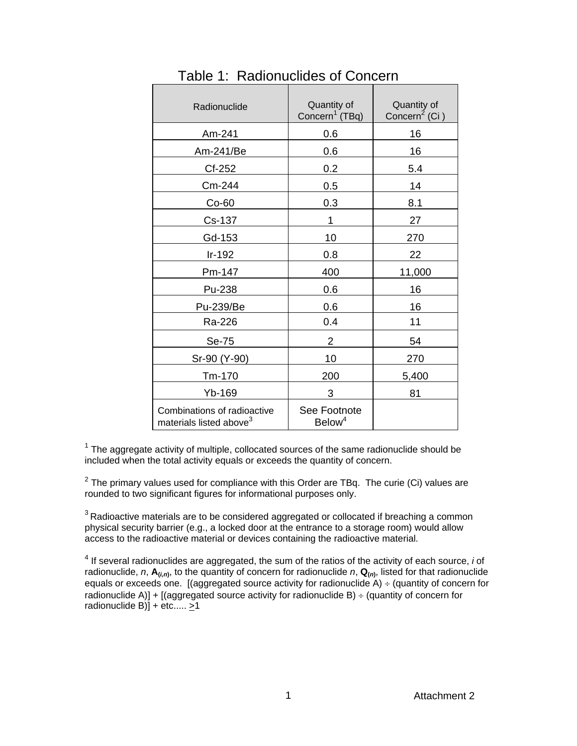# Table 1: Radionuclides of Concern

| Radionuclide | Quantity of Concern[1] (TBq) | Quantity of Concern[2] (Ci ) |
|---|---|---|
| Am-241 | 0.6 | 16 |
| Am-241/Be | 0.6 | 16 |
| Cf-252 | 0.2 | 5.4 |
| Cm-244 | 0.5 | 14 |
| Co-60 | 0.3 | 8.1 |
| Cs-137 | 1 | 27 |
| Gd-153 | 10 | 270 |
| Ir-192 | 0.8 | 22 |
| Pm-147 | 400 | 11,000 |
| Pu-238 | 0.6 | 16 |
| Pu-239/Be | 0.6 | 16 |
| Ra-226 | 0.4 | 11 |
| Se-75 | 2 | 54 |
| Sr-90 (Y-90) | 10 | 270 |
| Tm-170 | 200 | 5,400 |
| Yb-169 | 3 | 81 |
| Combinations of radioactive materials listed above[3] | See Footnote Below[4] | |

[1] The aggregate activity of multiple, collocated sources of the same radionuclide should be included when the total activity equals or exceeds the quantity of concern.

[2] The primary values used for compliance with this Order are TBq. The curie (Ci) values are rounded to two significant figures for informational purposes only.

[3] Radioactive materials are to be considered aggregated or collocated if breaching a common physical security barrier (e.g., a locked door at the entrance to a storage room) would allow access to the radioactive material or devices containing the radioactive material.

[4] If several radionuclides are aggregated, the sum of the ratios of the activity of each source, *i* of radionuclide, *n*, $\mathbf{A}_{(i,n)}$, to the quantity of concern for radionuclide *n*, $\mathbf{Q}_{(n)}$, listed for that radionuclide equals or exceeds one. [(aggregated source activity for radionuclide A) ÷ (quantity of concern for radionuclide A)] + [(aggregated source activity for radionuclide B) ÷ (quantity of concern for radionuclide B)] + etc..... $\geq$1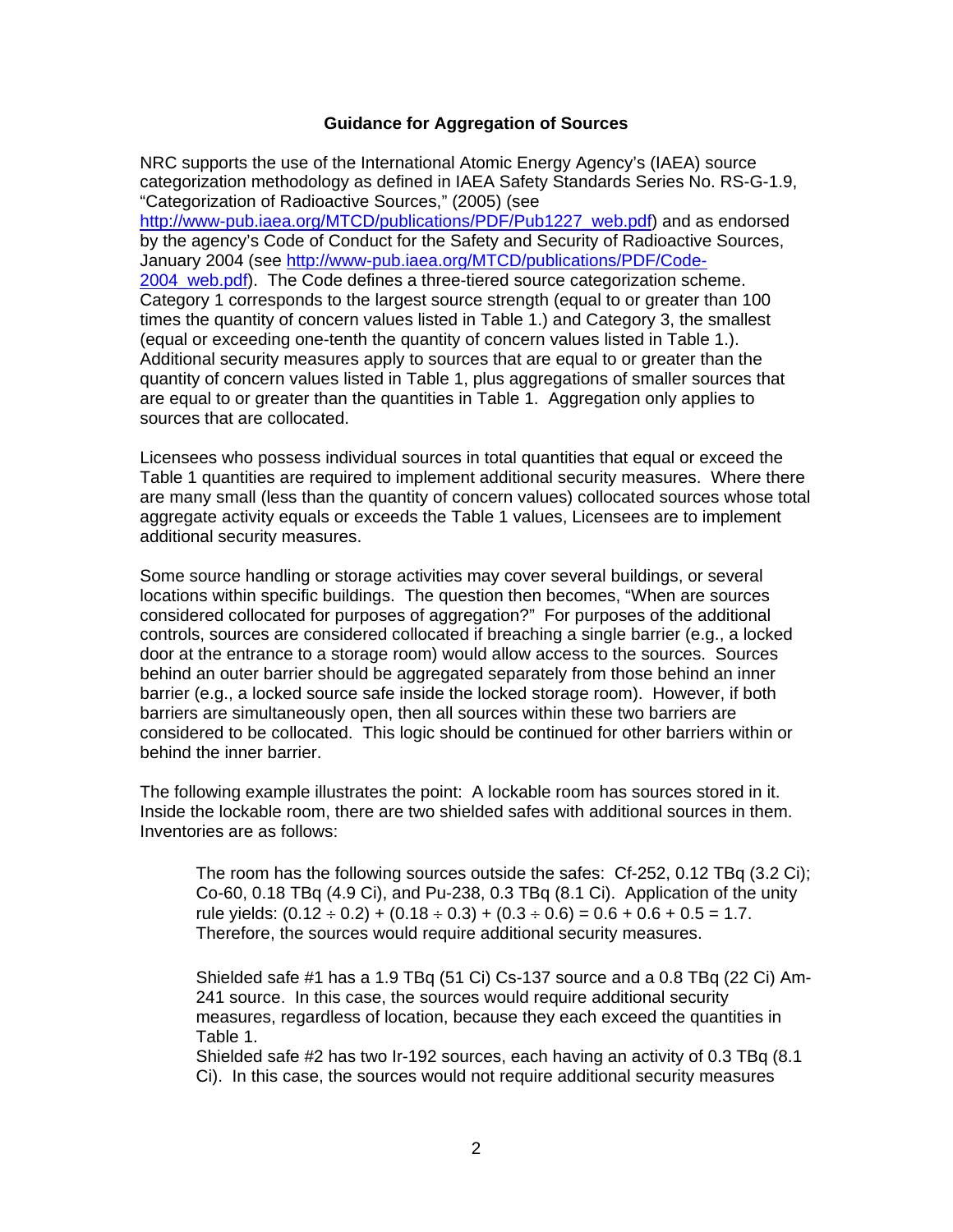**Guidance for Aggregation of Sources**

NRC supports the use of the International Atomic Energy Agency's (IAEA) source categorization methodology as defined in IAEA Safety Standards Series No. RS-G-1.9, "Categorization of Radioactive Sources," (2005) (see http://www-pub.iaea.org/MTCD/publications/PDF/Pub1227_web.pdf) and as endorsed by the agency's Code of Conduct for the Safety and Security of Radioactive Sources, January 2004 (see http://www-pub.iaea.org/MTCD/publications/PDF/Code-2004_web.pdf). The Code defines a three-tiered source categorization scheme. Category 1 corresponds to the largest source strength (equal to or greater than 100 times the quantity of concern values listed in Table 1.) and Category 3, the smallest (equal or exceeding one-tenth the quantity of concern values listed in Table 1.). Additional security measures apply to sources that are equal to or greater than the quantity of concern values listed in Table 1, plus aggregations of smaller sources that are equal to or greater than the quantities in Table 1. Aggregation only applies to sources that are collocated.

Licensees who possess individual sources in total quantities that equal or exceed the Table 1 quantities are required to implement additional security measures. Where there are many small (less than the quantity of concern values) collocated sources whose total aggregate activity equals or exceeds the Table 1 values, Licensees are to implement additional security measures.

Some source handling or storage activities may cover several buildings, or several locations within specific buildings. The question then becomes, "When are sources considered collocated for purposes of aggregation?" For purposes of the additional controls, sources are considered collocated if breaching a single barrier (e.g., a locked door at the entrance to a storage room) would allow access to the sources. Sources behind an outer barrier should be aggregated separately from those behind an inner barrier (e.g., a locked source safe inside the locked storage room). However, if both barriers are simultaneously open, then all sources within these two barriers are considered to be collocated. This logic should be continued for other barriers within or behind the inner barrier.

The following example illustrates the point: A lockable room has sources stored in it. Inside the lockable room, there are two shielded safes with additional sources in them. Inventories are as follows:

> The room has the following sources outside the safes: Cf-252, 0.12 TBq (3.2 Ci); Co-60, 0.18 TBq (4.9 Ci), and Pu-238, 0.3 TBq (8.1 Ci). Application of the unity rule yields: $(0.12 \div 0.2) + (0.18 \div 0.3) + (0.3 \div 0.6) = 0.6 + 0.6 + 0.5 = 1.7$. Therefore, the sources would require additional security measures.
>
> Shielded safe #1 has a 1.9 TBq (51 Ci) Cs-137 source and a 0.8 TBq (22 Ci) Am-241 source. In this case, the sources would require additional security measures, regardless of location, because they each exceed the quantities in Table 1.
>
> Shielded safe #2 has two Ir-192 sources, each having an activity of 0.3 TBq (8.1 Ci). In this case, the sources would not require additional security measures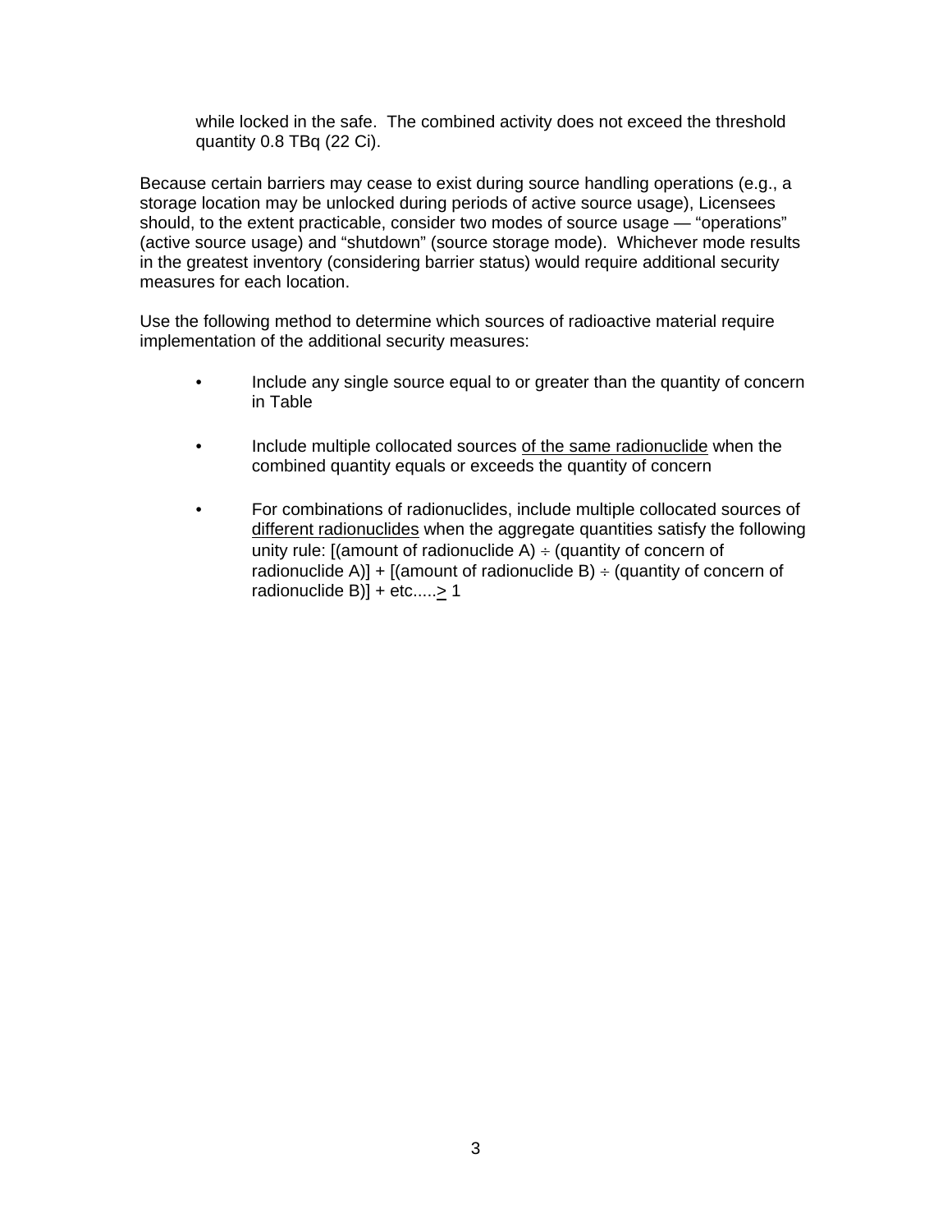while locked in the safe. The combined activity does not exceed the threshold quantity 0.8 TBq (22 Ci).

Because certain barriers may cease to exist during source handling operations (e.g., a storage location may be unlocked during periods of active source usage), Licensees should, to the extent practicable, consider two modes of source usage — "operations" (active source usage) and "shutdown" (source storage mode). Whichever mode results in the greatest inventory (considering barrier status) would require additional security measures for each location.

Use the following method to determine which sources of radioactive material require implementation of the additional security measures:

- Include any single source equal to or greater than the quantity of concern in Table
- Include multiple collocated sources <u>of the same radionuclide</u> when the combined quantity equals or exceeds the quantity of concern
- For combinations of radionuclides, include multiple collocated sources of <u>different radionuclides</u> when the aggregate quantities satisfy the following unity rule: [(amount of radionuclide A) ÷ (quantity of concern of radionuclide A)] + [(amount of radionuclide B) ÷ (quantity of concern of radionuclide B)] + etc..... ≥ 1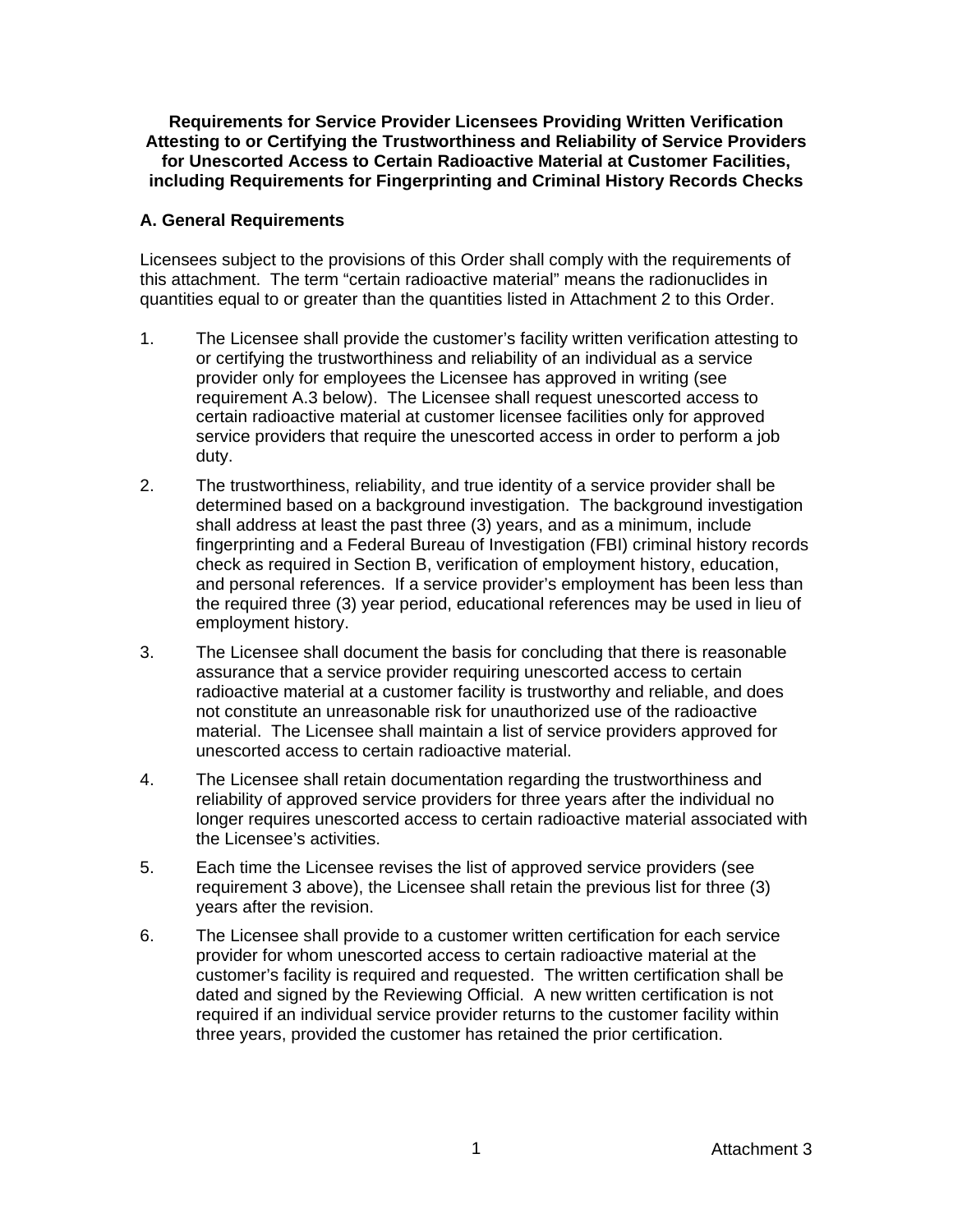**Requirements for Service Provider Licensees Providing Written Verification Attesting to or Certifying the Trustworthiness and Reliability of Service Providers for Unescorted Access to Certain Radioactive Material at Customer Facilities, including Requirements for Fingerprinting and Criminal History Records Checks**

### A. General Requirements

Licensees subject to the provisions of this Order shall comply with the requirements of this attachment. The term "certain radioactive material" means the radionuclides in quantities equal to or greater than the quantities listed in Attachment 2 to this Order.

1. The Licensee shall provide the customer's facility written verification attesting to or certifying the trustworthiness and reliability of an individual as a service provider only for employees the Licensee has approved in writing (see requirement A.3 below). The Licensee shall request unescorted access to certain radioactive material at customer licensee facilities only for approved service providers that require the unescorted access in order to perform a job duty.
2. The trustworthiness, reliability, and true identity of a service provider shall be determined based on a background investigation. The background investigation shall address at least the past three (3) years, and as a minimum, include fingerprinting and a Federal Bureau of Investigation (FBI) criminal history records check as required in Section B, verification of employment history, education, and personal references. If a service provider's employment has been less than the required three (3) year period, educational references may be used in lieu of employment history.
3. The Licensee shall document the basis for concluding that there is reasonable assurance that a service provider requiring unescorted access to certain radioactive material at a customer facility is trustworthy and reliable, and does not constitute an unreasonable risk for unauthorized use of the radioactive material. The Licensee shall maintain a list of service providers approved for unescorted access to certain radioactive material.
4. The Licensee shall retain documentation regarding the trustworthiness and reliability of approved service providers for three years after the individual no longer requires unescorted access to certain radioactive material associated with the Licensee's activities.
5. Each time the Licensee revises the list of approved service providers (see requirement 3 above), the Licensee shall retain the previous list for three (3) years after the revision.
6. The Licensee shall provide to a customer written certification for each service provider for whom unescorted access to certain radioactive material at the customer's facility is required and requested. The written certification shall be dated and signed by the Reviewing Official. A new written certification is not required if an individual service provider returns to the customer facility within three years, provided the customer has retained the prior certification.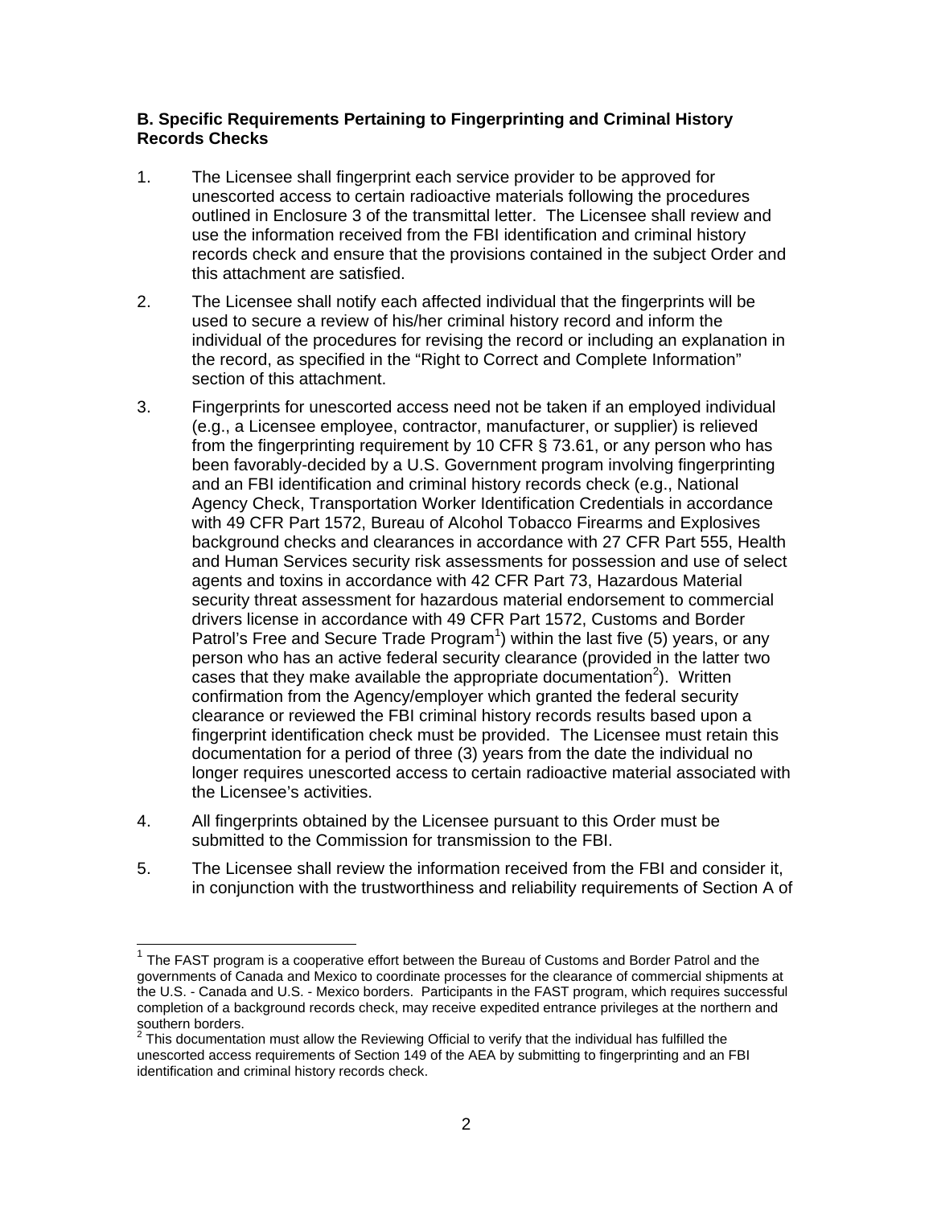### B. Specific Requirements Pertaining to Fingerprinting and Criminal History Records Checks

1. The Licensee shall fingerprint each service provider to be approved for unescorted access to certain radioactive materials following the procedures outlined in Enclosure 3 of the transmittal letter. The Licensee shall review and use the information received from the FBI identification and criminal history records check and ensure that the provisions contained in the subject Order and this attachment are satisfied.

2. The Licensee shall notify each affected individual that the fingerprints will be used to secure a review of his/her criminal history record and inform the individual of the procedures for revising the record or including an explanation in the record, as specified in the "Right to Correct and Complete Information" section of this attachment.

3. Fingerprints for unescorted access need not be taken if an employed individual (e.g., a Licensee employee, contractor, manufacturer, or supplier) is relieved from the fingerprinting requirement by 10 CFR § 73.61, or any person who has been favorably-decided by a U.S. Government program involving fingerprinting and an FBI identification and criminal history records check (e.g., National Agency Check, Transportation Worker Identification Credentials in accordance with 49 CFR Part 1572, Bureau of Alcohol Tobacco Firearms and Explosives background checks and clearances in accordance with 27 CFR Part 555, Health and Human Services security risk assessments for possession and use of select agents and toxins in accordance with 42 CFR Part 73, Hazardous Material security threat assessment for hazardous material endorsement to commercial drivers license in accordance with 49 CFR Part 1572, Customs and Border Patrol's Free and Secure Trade Program[1]) within the last five (5) years, or any person who has an active federal security clearance (provided in the latter two cases that they make available the appropriate documentation[2]). Written confirmation from the Agency/employer which granted the federal security clearance or reviewed the FBI criminal history records results based upon a fingerprint identification check must be provided. The Licensee must retain this documentation for a period of three (3) years from the date the individual no longer requires unescorted access to certain radioactive material associated with the Licensee's activities.

4. All fingerprints obtained by the Licensee pursuant to this Order must be submitted to the Commission for transmission to the FBI.

5. The Licensee shall review the information received from the FBI and consider it, in conjunction with the trustworthiness and reliability requirements of Section A of

---

[1] The FAST program is a cooperative effort between the Bureau of Customs and Border Patrol and the governments of Canada and Mexico to coordinate processes for the clearance of commercial shipments at the U.S. - Canada and U.S. - Mexico borders. Participants in the FAST program, which requires successful completion of a background records check, may receive expedited entrance privileges at the northern and southern borders.

[2] This documentation must allow the Reviewing Official to verify that the individual has fulfilled the unescorted access requirements of Section 149 of the AEA by submitting to fingerprinting and an FBI identification and criminal history records check.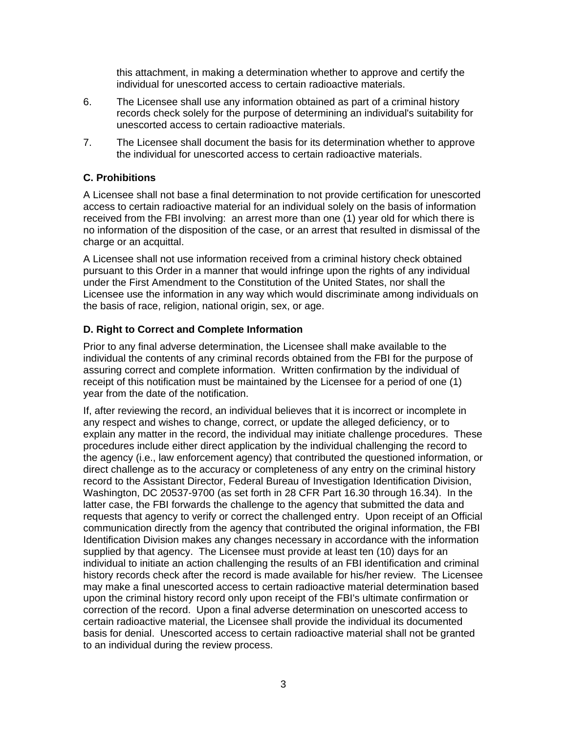this attachment, in making a determination whether to approve and certify the individual for unescorted access to certain radioactive materials.

6. The Licensee shall use any information obtained as part of a criminal history records check solely for the purpose of determining an individual's suitability for unescorted access to certain radioactive materials.

7. The Licensee shall document the basis for its determination whether to approve the individual for unescorted access to certain radioactive materials.

### C. Prohibitions

A Licensee shall not base a final determination to not provide certification for unescorted access to certain radioactive material for an individual solely on the basis of information received from the FBI involving: an arrest more than one (1) year old for which there is no information of the disposition of the case, or an arrest that resulted in dismissal of the charge or an acquittal.

A Licensee shall not use information received from a criminal history check obtained pursuant to this Order in a manner that would infringe upon the rights of any individual under the First Amendment to the Constitution of the United States, nor shall the Licensee use the information in any way which would discriminate among individuals on the basis of race, religion, national origin, sex, or age.

### D. Right to Correct and Complete Information

Prior to any final adverse determination, the Licensee shall make available to the individual the contents of any criminal records obtained from the FBI for the purpose of assuring correct and complete information. Written confirmation by the individual of receipt of this notification must be maintained by the Licensee for a period of one (1) year from the date of the notification.

If, after reviewing the record, an individual believes that it is incorrect or incomplete in any respect and wishes to change, correct, or update the alleged deficiency, or to explain any matter in the record, the individual may initiate challenge procedures. These procedures include either direct application by the individual challenging the record to the agency (i.e., law enforcement agency) that contributed the questioned information, or direct challenge as to the accuracy or completeness of any entry on the criminal history record to the Assistant Director, Federal Bureau of Investigation Identification Division, Washington, DC 20537-9700 (as set forth in 28 CFR Part 16.30 through 16.34). In the latter case, the FBI forwards the challenge to the agency that submitted the data and requests that agency to verify or correct the challenged entry. Upon receipt of an Official communication directly from the agency that contributed the original information, the FBI Identification Division makes any changes necessary in accordance with the information supplied by that agency. The Licensee must provide at least ten (10) days for an individual to initiate an action challenging the results of an FBI identification and criminal history records check after the record is made available for his/her review. The Licensee may make a final unescorted access to certain radioactive material determination based upon the criminal history record only upon receipt of the FBI's ultimate confirmation or correction of the record. Upon a final adverse determination on unescorted access to certain radioactive material, the Licensee shall provide the individual its documented basis for denial. Unescorted access to certain radioactive material shall not be granted to an individual during the review process.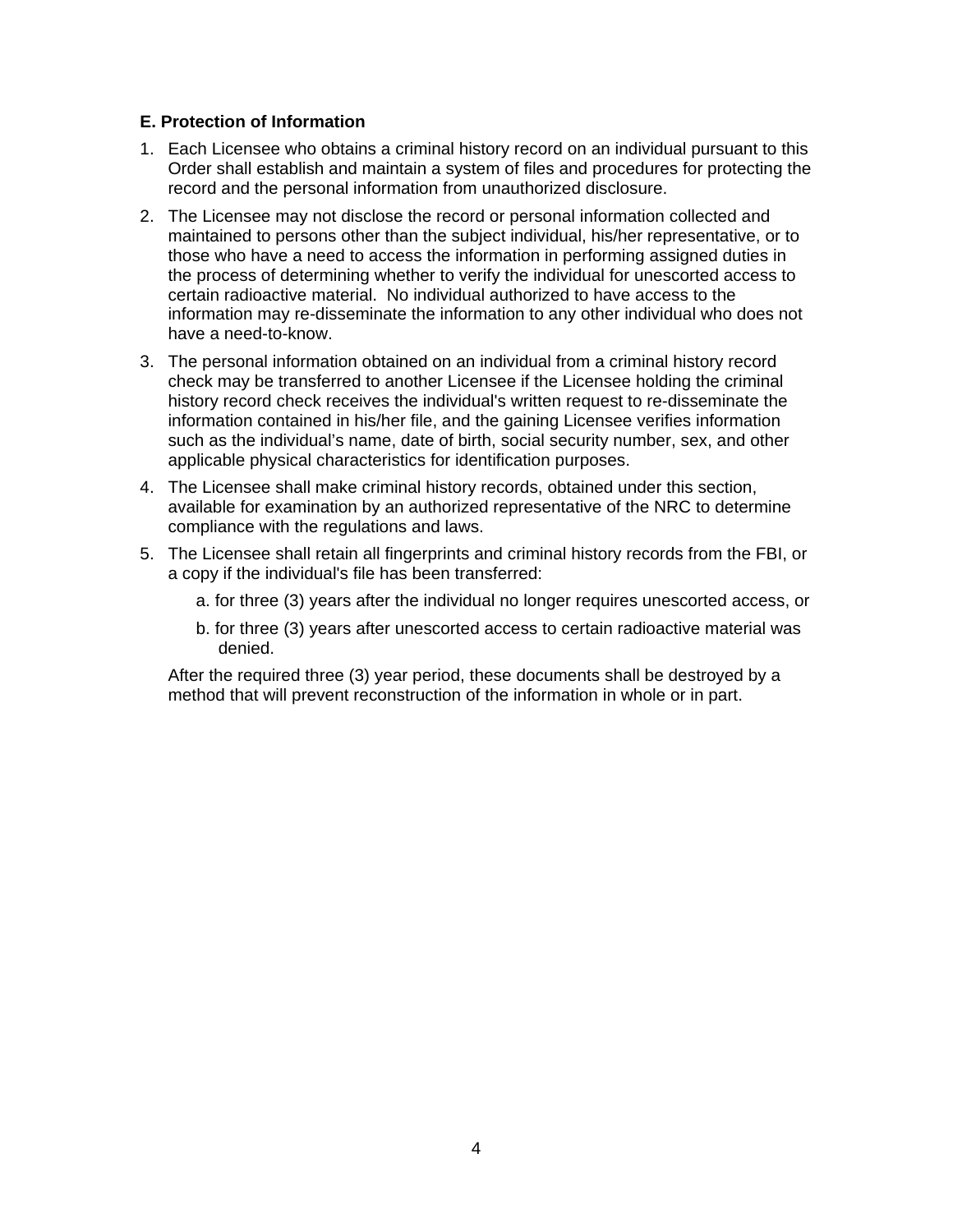**E. Protection of Information**

1. Each Licensee who obtains a criminal history record on an individual pursuant to this Order shall establish and maintain a system of files and procedures for protecting the record and the personal information from unauthorized disclosure.
2. The Licensee may not disclose the record or personal information collected and maintained to persons other than the subject individual, his/her representative, or to those who have a need to access the information in performing assigned duties in the process of determining whether to verify the individual for unescorted access to certain radioactive material. No individual authorized to have access to the information may re-disseminate the information to any other individual who does not have a need-to-know.
3. The personal information obtained on an individual from a criminal history record check may be transferred to another Licensee if the Licensee holding the criminal history record check receives the individual's written request to re-disseminate the information contained in his/her file, and the gaining Licensee verifies information such as the individual's name, date of birth, social security number, sex, and other applicable physical characteristics for identification purposes.
4. The Licensee shall make criminal history records, obtained under this section, available for examination by an authorized representative of the NRC to determine compliance with the regulations and laws.
5. The Licensee shall retain all fingerprints and criminal history records from the FBI, or a copy if the individual's file has been transferred:

   a. for three (3) years after the individual no longer requires unescorted access, or

   b. for three (3) years after unescorted access to certain radioactive material was denied.

   After the required three (3) year period, these documents shall be destroyed by a method that will prevent reconstruction of the information in whole or in part.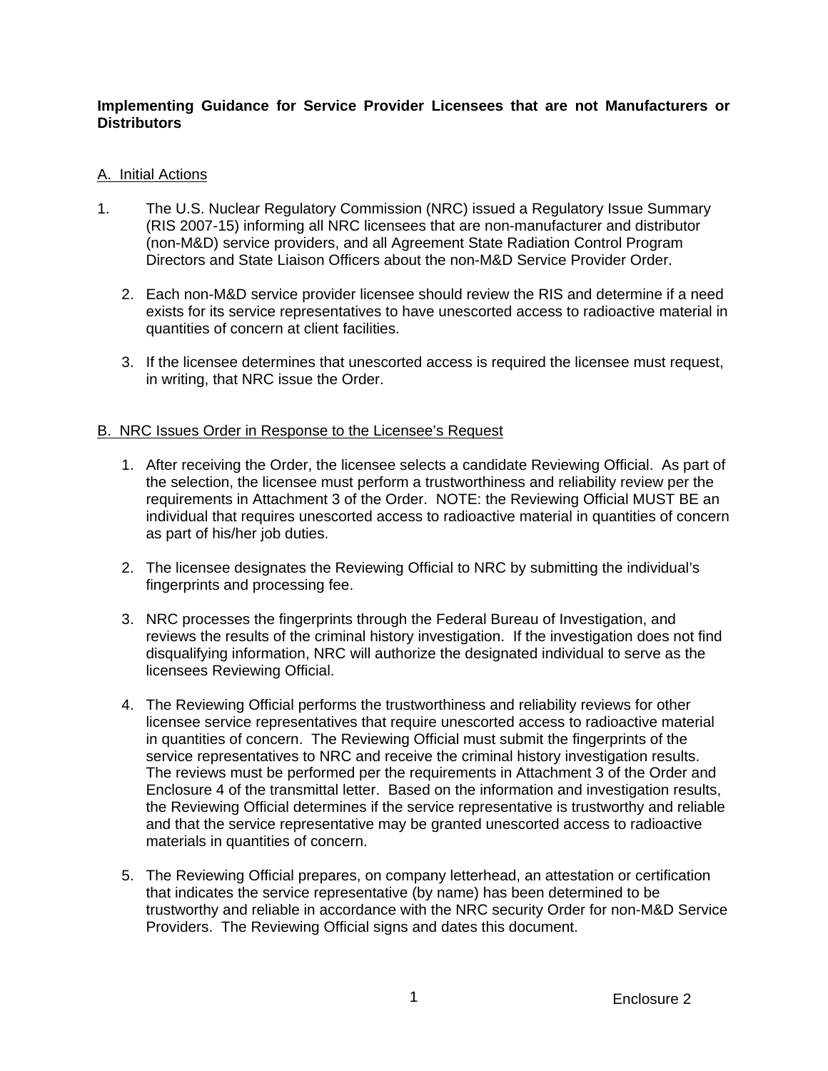**Implementing Guidance for Service Provider Licensees that are not Manufacturers or Distributors**

A. Initial Actions

1. The U.S. Nuclear Regulatory Commission (NRC) issued a Regulatory Issue Summary (RIS 2007-15) informing all NRC licensees that are non-manufacturer and distributor (non-M&D) service providers, and all Agreement State Radiation Control Program Directors and State Liaison Officers about the non-M&D Service Provider Order.

2. Each non-M&D service provider licensee should review the RIS and determine if a need exists for its service representatives to have unescorted access to radioactive material in quantities of concern at client facilities.

3. If the licensee determines that unescorted access is required the licensee must request, in writing, that NRC issue the Order.

B. NRC Issues Order in Response to the Licensee's Request

1. After receiving the Order, the licensee selects a candidate Reviewing Official. As part of the selection, the licensee must perform a trustworthiness and reliability review per the requirements in Attachment 3 of the Order. NOTE: the Reviewing Official MUST BE an individual that requires unescorted access to radioactive material in quantities of concern as part of his/her job duties.

2. The licensee designates the Reviewing Official to NRC by submitting the individual's fingerprints and processing fee.

3. NRC processes the fingerprints through the Federal Bureau of Investigation, and reviews the results of the criminal history investigation. If the investigation does not find disqualifying information, NRC will authorize the designated individual to serve as the licensees Reviewing Official.

4. The Reviewing Official performs the trustworthiness and reliability reviews for other licensee service representatives that require unescorted access to radioactive material in quantities of concern. The Reviewing Official must submit the fingerprints of the service representatives to NRC and receive the criminal history investigation results. The reviews must be performed per the requirements in Attachment 3 of the Order and Enclosure 4 of the transmittal letter. Based on the information and investigation results, the Reviewing Official determines if the service representative is trustworthy and reliable and that the service representative may be granted unescorted access to radioactive materials in quantities of concern.

5. The Reviewing Official prepares, on company letterhead, an attestation or certification that indicates the service representative (by name) has been determined to be trustworthy and reliable in accordance with the NRC security Order for non-M&D Service Providers. The Reviewing Official signs and dates this document.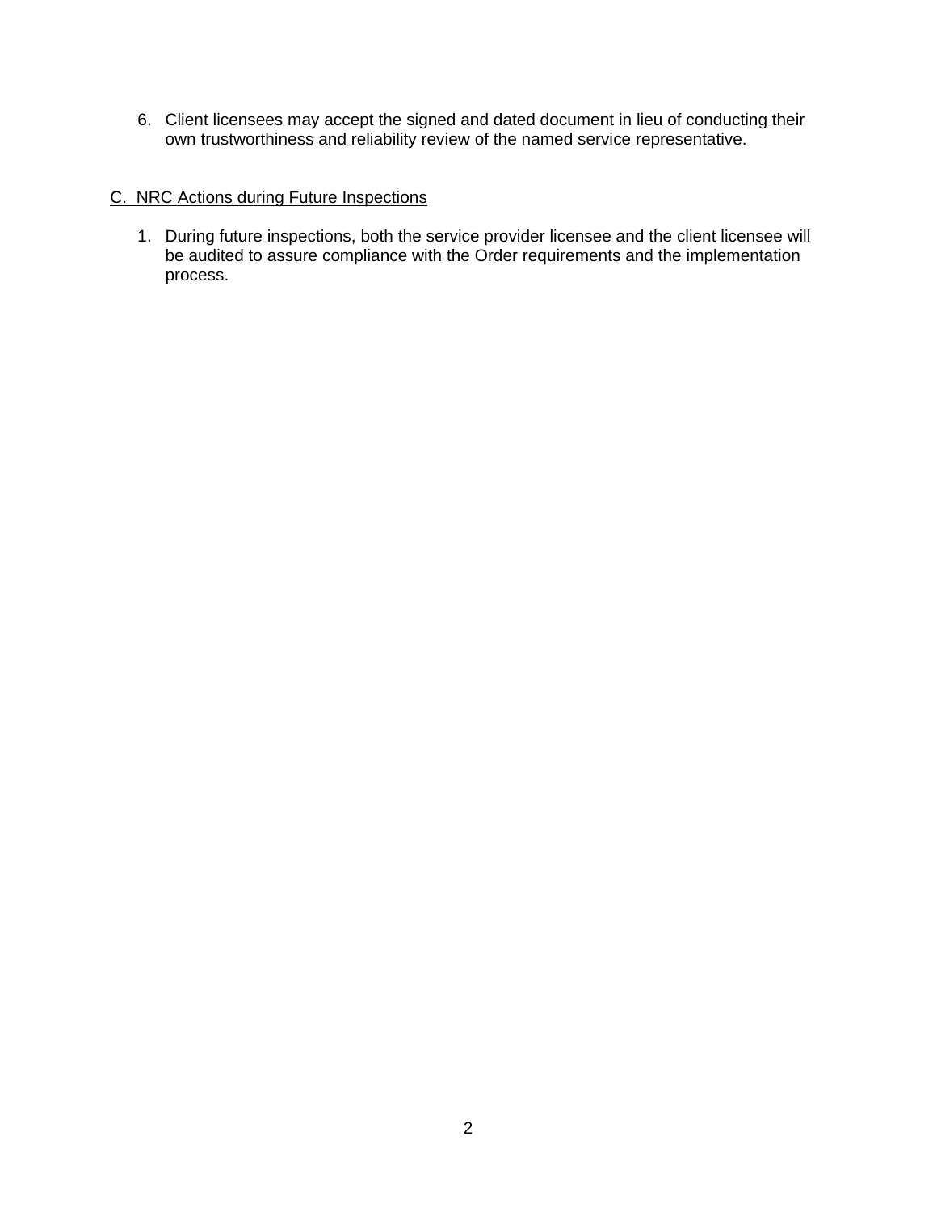6. Client licensees may accept the signed and dated document in lieu of conducting their own trustworthiness and reliability review of the named service representative.

C. NRC Actions during Future Inspections

1. During future inspections, both the service provider licensee and the client licensee will be audited to assure compliance with the Order requirements and the implementation process.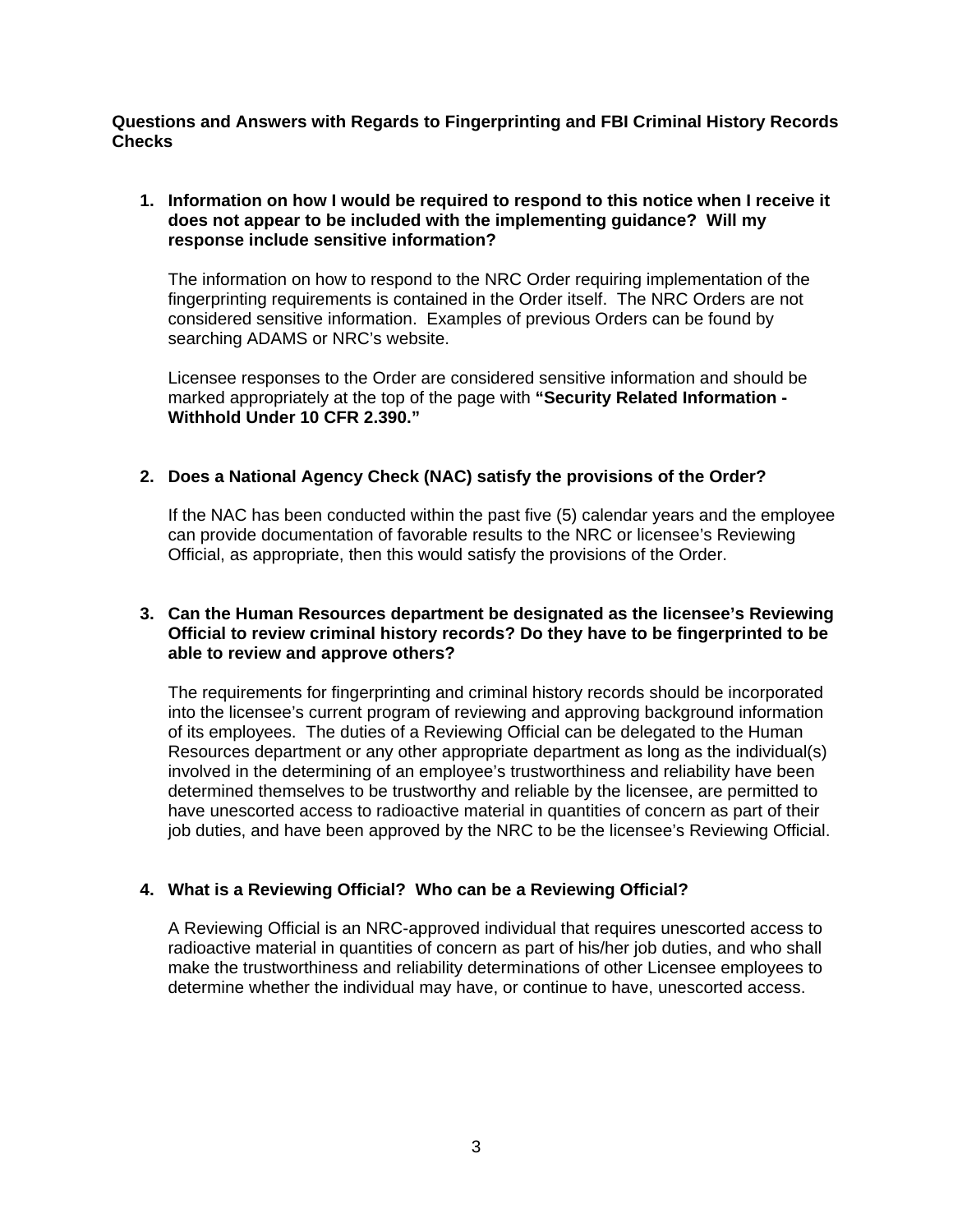**Questions and Answers with Regards to Fingerprinting and FBI Criminal History Records Checks**

1. **Information on how I would be required to respond to this notice when I receive it does not appear to be included with the implementing guidance? Will my response include sensitive information?**

   The information on how to respond to the NRC Order requiring implementation of the fingerprinting requirements is contained in the Order itself. The NRC Orders are not considered sensitive information. Examples of previous Orders can be found by searching ADAMS or NRC's website.

   Licensee responses to the Order are considered sensitive information and should be marked appropriately at the top of the page with **"Security Related Information - Withhold Under 10 CFR 2.390."**

2. **Does a National Agency Check (NAC) satisfy the provisions of the Order?**

   If the NAC has been conducted within the past five (5) calendar years and the employee can provide documentation of favorable results to the NRC or licensee's Reviewing Official, as appropriate, then this would satisfy the provisions of the Order.

3. **Can the Human Resources department be designated as the licensee's Reviewing Official to review criminal history records? Do they have to be fingerprinted to be able to review and approve others?**

   The requirements for fingerprinting and criminal history records should be incorporated into the licensee's current program of reviewing and approving background information of its employees. The duties of a Reviewing Official can be delegated to the Human Resources department or any other appropriate department as long as the individual(s) involved in the determining of an employee's trustworthiness and reliability have been determined themselves to be trustworthy and reliable by the licensee, are permitted to have unescorted access to radioactive material in quantities of concern as part of their job duties, and have been approved by the NRC to be the licensee's Reviewing Official.

4. **What is a Reviewing Official? Who can be a Reviewing Official?**

   A Reviewing Official is an NRC-approved individual that requires unescorted access to radioactive material in quantities of concern as part of his/her job duties, and who shall make the trustworthiness and reliability determinations of other Licensee employees to determine whether the individual may have, or continue to have, unescorted access.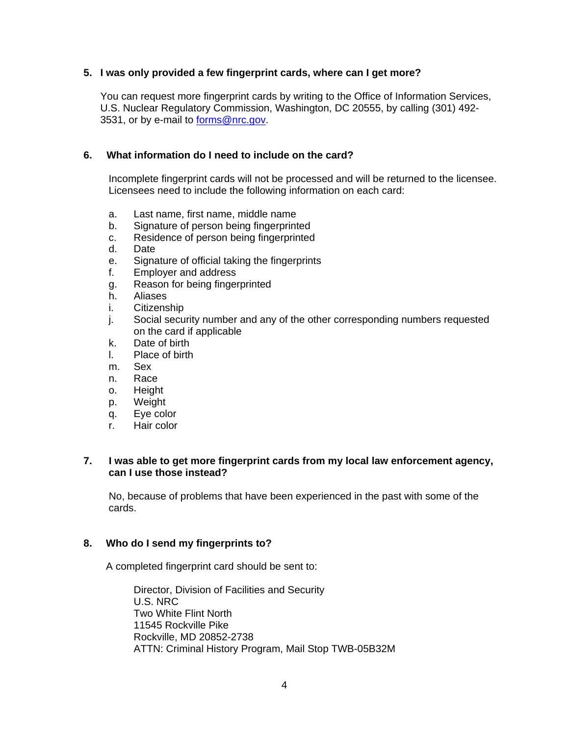**5. I was only provided a few fingerprint cards, where can I get more?**

You can request more fingerprint cards by writing to the Office of Information Services, U.S. Nuclear Regulatory Commission, Washington, DC 20555, by calling (301) 492-3531, or by e-mail to forms@nrc.gov.

**6. What information do I need to include on the card?**

Incomplete fingerprint cards will not be processed and will be returned to the licensee. Licensees need to include the following information on each card:

a. Last name, first name, middle name
b. Signature of person being fingerprinted
c. Residence of person being fingerprinted
d. Date
e. Signature of official taking the fingerprints
f. Employer and address
g. Reason for being fingerprinted
h. Aliases
i. Citizenship
j. Social security number and any of the other corresponding numbers requested on the card if applicable
k. Date of birth
l. Place of birth
m. Sex
n. Race
o. Height
p. Weight
q. Eye color
r. Hair color

**7. I was able to get more fingerprint cards from my local law enforcement agency, can I use those instead?**

No, because of problems that have been experienced in the past with some of the cards.

**8. Who do I send my fingerprints to?**

A completed fingerprint card should be sent to:

Director, Division of Facilities and Security
U.S. NRC
Two White Flint North
11545 Rockville Pike
Rockville, MD 20852-2738
ATTN: Criminal History Program, Mail Stop TWB-05B32M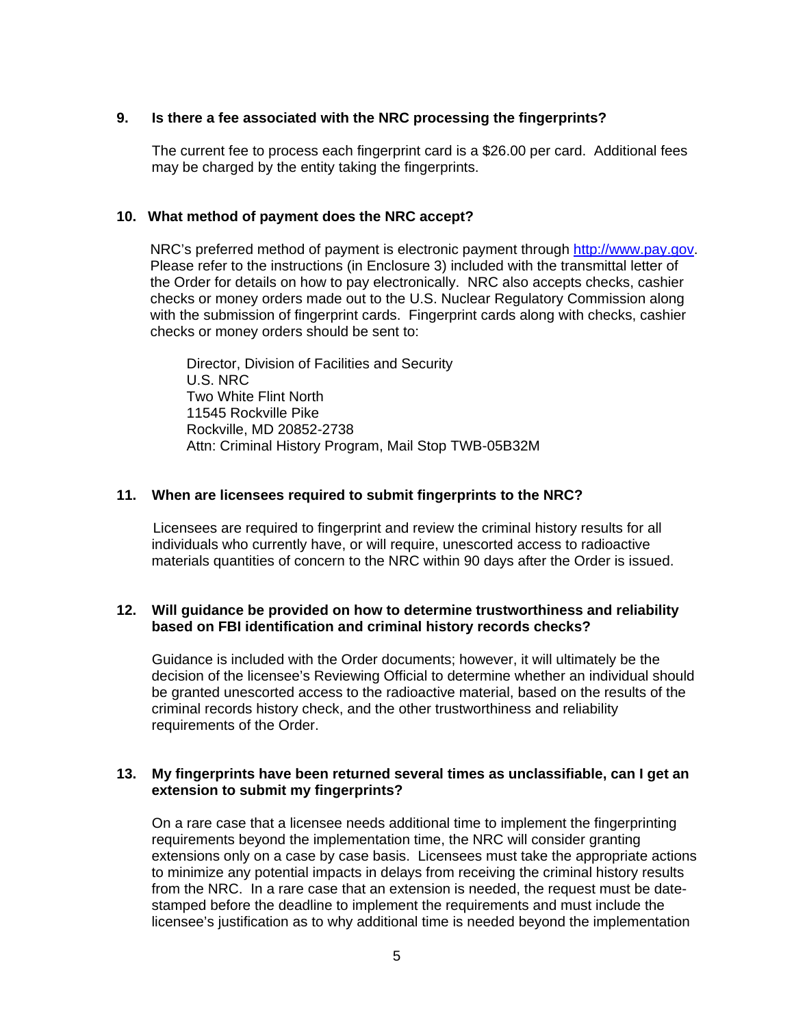**9. Is there a fee associated with the NRC processing the fingerprints?**

The current fee to process each fingerprint card is a $26.00 per card. Additional fees may be charged by the entity taking the fingerprints.

**10. What method of payment does the NRC accept?**

NRC's preferred method of payment is electronic payment through http://www.pay.gov. Please refer to the instructions (in Enclosure 3) included with the transmittal letter of the Order for details on how to pay electronically. NRC also accepts checks, cashier checks or money orders made out to the U.S. Nuclear Regulatory Commission along with the submission of fingerprint cards. Fingerprint cards along with checks, cashier checks or money orders should be sent to:

Director, Division of Facilities and Security
U.S. NRC
Two White Flint North
11545 Rockville Pike
Rockville, MD 20852-2738
Attn: Criminal History Program, Mail Stop TWB-05B32M

**11. When are licensees required to submit fingerprints to the NRC?**

Licensees are required to fingerprint and review the criminal history results for all individuals who currently have, or will require, unescorted access to radioactive materials quantities of concern to the NRC within 90 days after the Order is issued.

**12. Will guidance be provided on how to determine trustworthiness and reliability based on FBI identification and criminal history records checks?**

Guidance is included with the Order documents; however, it will ultimately be the decision of the licensee's Reviewing Official to determine whether an individual should be granted unescorted access to the radioactive material, based on the results of the criminal records history check, and the other trustworthiness and reliability requirements of the Order.

**13. My fingerprints have been returned several times as unclassifiable, can I get an extension to submit my fingerprints?**

On a rare case that a licensee needs additional time to implement the fingerprinting requirements beyond the implementation time, the NRC will consider granting extensions only on a case by case basis. Licensees must take the appropriate actions to minimize any potential impacts in delays from receiving the criminal history results from the NRC. In a rare case that an extension is needed, the request must be date-stamped before the deadline to implement the requirements and must include the licensee's justification as to why additional time is needed beyond the implementation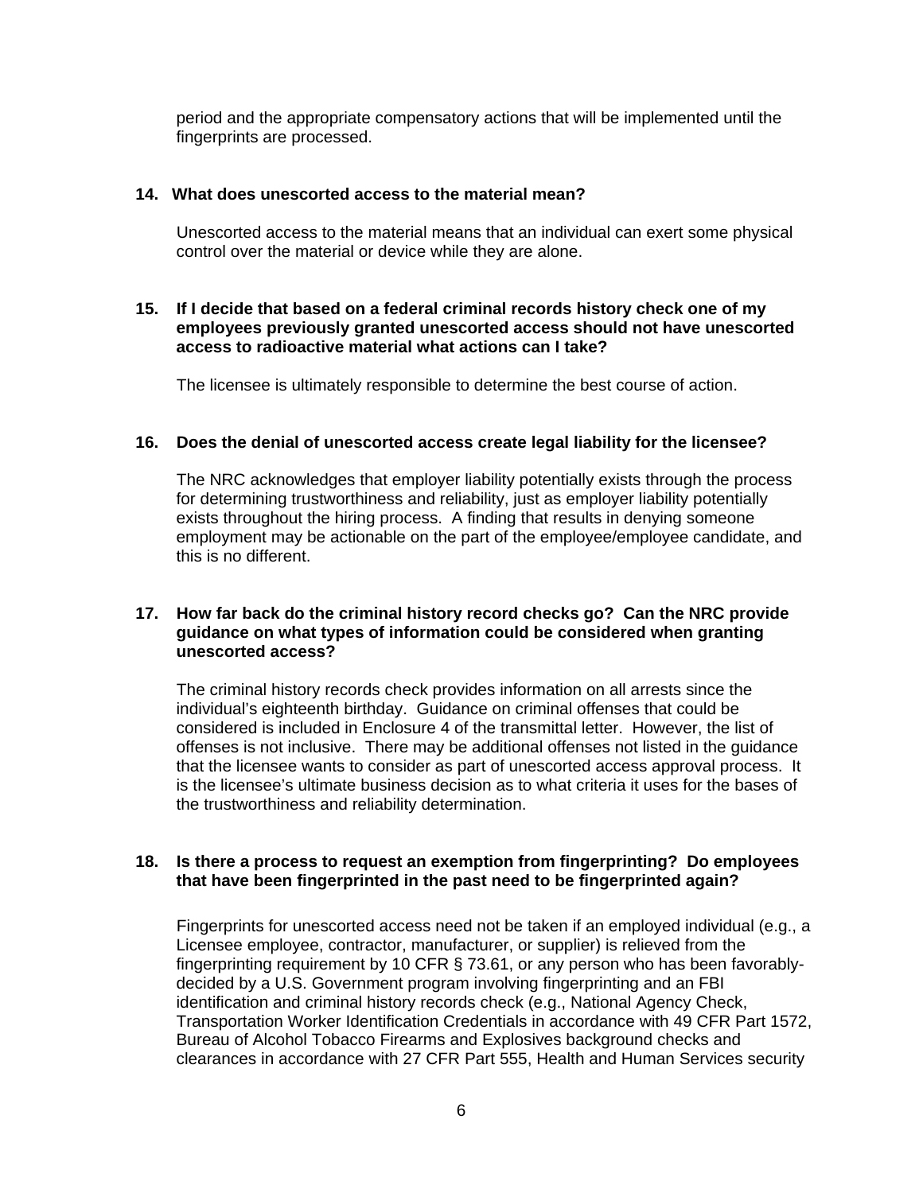period and the appropriate compensatory actions that will be implemented until the fingerprints are processed.

**14. What does unescorted access to the material mean?**

Unescorted access to the material means that an individual can exert some physical control over the material or device while they are alone.

**15. If I decide that based on a federal criminal records history check one of my employees previously granted unescorted access should not have unescorted access to radioactive material what actions can I take?**

The licensee is ultimately responsible to determine the best course of action.

**16. Does the denial of unescorted access create legal liability for the licensee?**

The NRC acknowledges that employer liability potentially exists through the process for determining trustworthiness and reliability, just as employer liability potentially exists throughout the hiring process. A finding that results in denying someone employment may be actionable on the part of the employee/employee candidate, and this is no different.

**17. How far back do the criminal history record checks go? Can the NRC provide guidance on what types of information could be considered when granting unescorted access?**

The criminal history records check provides information on all arrests since the individual's eighteenth birthday. Guidance on criminal offenses that could be considered is included in Enclosure 4 of the transmittal letter. However, the list of offenses is not inclusive. There may be additional offenses not listed in the guidance that the licensee wants to consider as part of unescorted access approval process. It is the licensee's ultimate business decision as to what criteria it uses for the bases of the trustworthiness and reliability determination.

**18. Is there a process to request an exemption from fingerprinting? Do employees that have been fingerprinted in the past need to be fingerprinted again?**

Fingerprints for unescorted access need not be taken if an employed individual (e.g., a Licensee employee, contractor, manufacturer, or supplier) is relieved from the fingerprinting requirement by 10 CFR § 73.61, or any person who has been favorably-decided by a U.S. Government program involving fingerprinting and an FBI identification and criminal history records check (e.g., National Agency Check, Transportation Worker Identification Credentials in accordance with 49 CFR Part 1572, Bureau of Alcohol Tobacco Firearms and Explosives background checks and clearances in accordance with 27 CFR Part 555, Health and Human Services security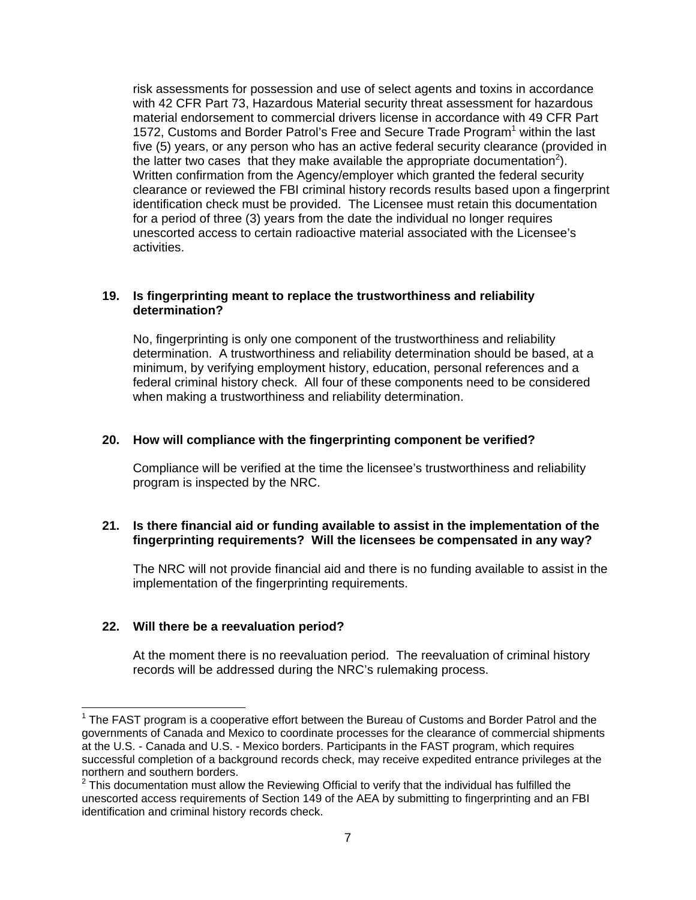risk assessments for possession and use of select agents and toxins in accordance with 42 CFR Part 73, Hazardous Material security threat assessment for hazardous material endorsement to commercial drivers license in accordance with 49 CFR Part 1572, Customs and Border Patrol's Free and Secure Trade Program[1] within the last five (5) years, or any person who has an active federal security clearance (provided in the latter two cases that they make available the appropriate documentation[2]). Written confirmation from the Agency/employer which granted the federal security clearance or reviewed the FBI criminal history records results based upon a fingerprint identification check must be provided. The Licensee must retain this documentation for a period of three (3) years from the date the individual no longer requires unescorted access to certain radioactive material associated with the Licensee's activities.

**19. Is fingerprinting meant to replace the trustworthiness and reliability determination?**

No, fingerprinting is only one component of the trustworthiness and reliability determination. A trustworthiness and reliability determination should be based, at a minimum, by verifying employment history, education, personal references and a federal criminal history check. All four of these components need to be considered when making a trustworthiness and reliability determination.

**20. How will compliance with the fingerprinting component be verified?**

Compliance will be verified at the time the licensee's trustworthiness and reliability program is inspected by the NRC.

**21. Is there financial aid or funding available to assist in the implementation of the fingerprinting requirements? Will the licensees be compensated in any way?**

The NRC will not provide financial aid and there is no funding available to assist in the implementation of the fingerprinting requirements.

**22. Will there be a reevaluation period?**

At the moment there is no reevaluation period. The reevaluation of criminal history records will be addressed during the NRC's rulemaking process.

---

[1] The FAST program is a cooperative effort between the Bureau of Customs and Border Patrol and the governments of Canada and Mexico to coordinate processes for the clearance of commercial shipments at the U.S. - Canada and U.S. - Mexico borders. Participants in the FAST program, which requires successful completion of a background records check, may receive expedited entrance privileges at the northern and southern borders.

[2] This documentation must allow the Reviewing Official to verify that the individual has fulfilled the unescorted access requirements of Section 149 of the AEA by submitting to fingerprinting and an FBI identification and criminal history records check.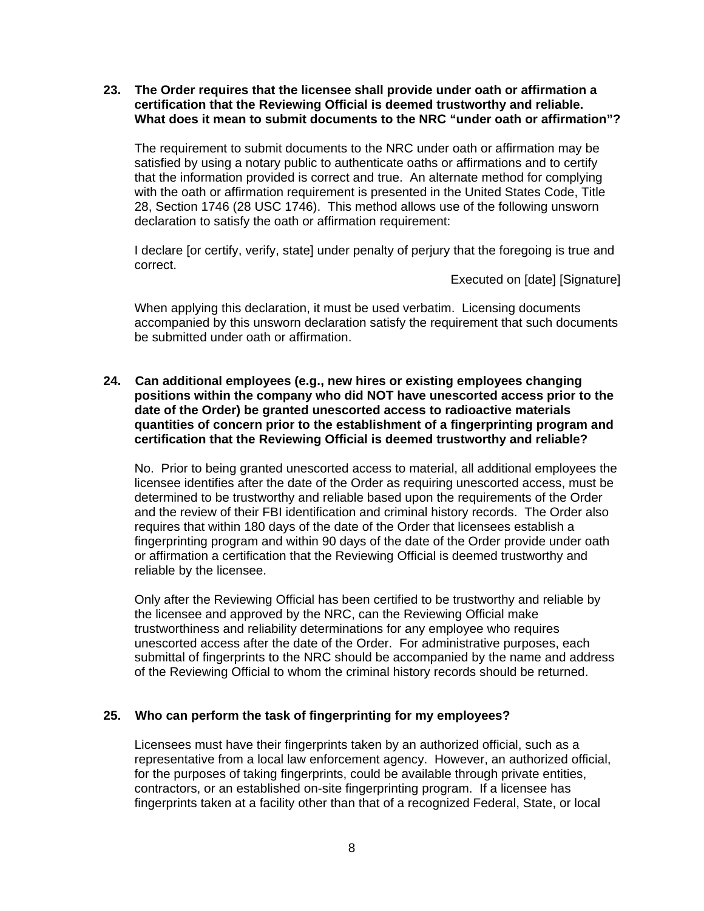**23. The Order requires that the licensee shall provide under oath or affirmation a certification that the Reviewing Official is deemed trustworthy and reliable. What does it mean to submit documents to the NRC "under oath or affirmation"?**

The requirement to submit documents to the NRC under oath or affirmation may be satisfied by using a notary public to authenticate oaths or affirmations and to certify that the information provided is correct and true. An alternate method for complying with the oath or affirmation requirement is presented in the United States Code, Title 28, Section 1746 (28 USC 1746). This method allows use of the following unsworn declaration to satisfy the oath or affirmation requirement:

I declare [or certify, verify, state] under penalty of perjury that the foregoing is true and correct.

Executed on [date] [Signature]

When applying this declaration, it must be used verbatim. Licensing documents accompanied by this unsworn declaration satisfy the requirement that such documents be submitted under oath or affirmation.

**24. Can additional employees (e.g., new hires or existing employees changing positions within the company who did NOT have unescorted access prior to the date of the Order) be granted unescorted access to radioactive materials quantities of concern prior to the establishment of a fingerprinting program and certification that the Reviewing Official is deemed trustworthy and reliable?**

No. Prior to being granted unescorted access to material, all additional employees the licensee identifies after the date of the Order as requiring unescorted access, must be determined to be trustworthy and reliable based upon the requirements of the Order and the review of their FBI identification and criminal history records. The Order also requires that within 180 days of the date of the Order that licensees establish a fingerprinting program and within 90 days of the date of the Order provide under oath or affirmation a certification that the Reviewing Official is deemed trustworthy and reliable by the licensee.

Only after the Reviewing Official has been certified to be trustworthy and reliable by the licensee and approved by the NRC, can the Reviewing Official make trustworthiness and reliability determinations for any employee who requires unescorted access after the date of the Order. For administrative purposes, each submittal of fingerprints to the NRC should be accompanied by the name and address of the Reviewing Official to whom the criminal history records should be returned.

**25. Who can perform the task of fingerprinting for my employees?**

Licensees must have their fingerprints taken by an authorized official, such as a representative from a local law enforcement agency. However, an authorized official, for the purposes of taking fingerprints, could be available through private entities, contractors, or an established on-site fingerprinting program. If a licensee has fingerprints taken at a facility other than that of a recognized Federal, State, or local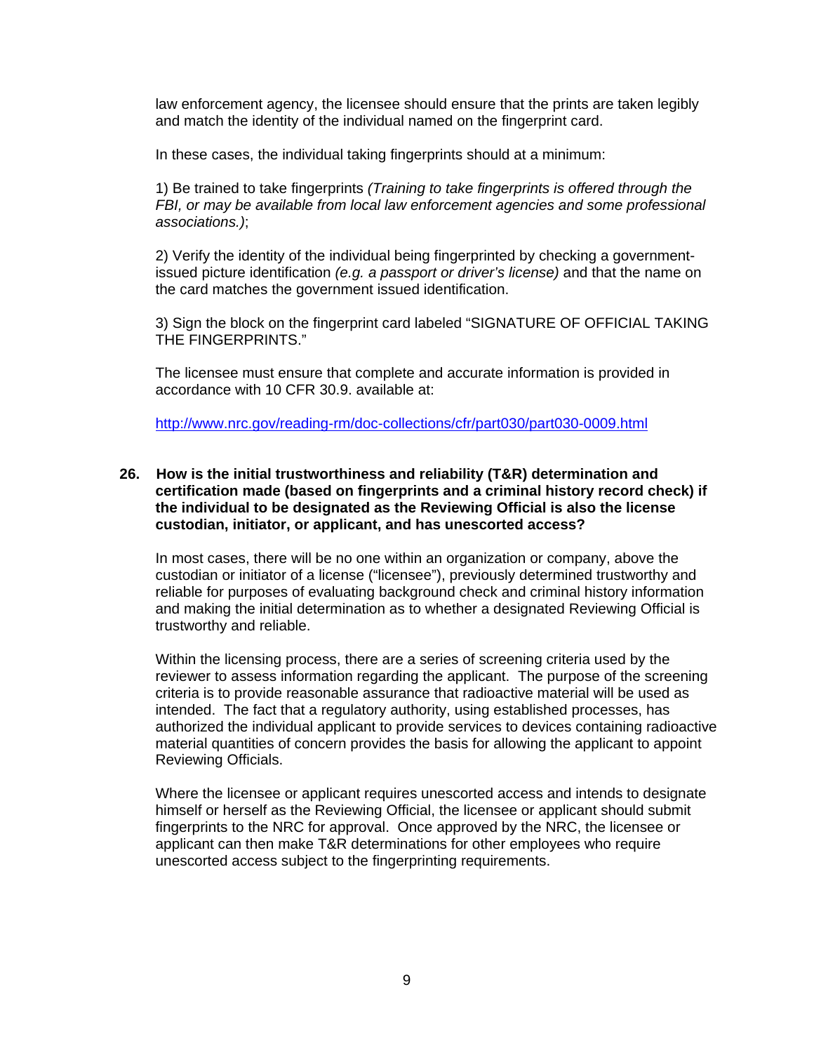law enforcement agency, the licensee should ensure that the prints are taken legibly and match the identity of the individual named on the fingerprint card.

In these cases, the individual taking fingerprints should at a minimum:

1) Be trained to take fingerprints *(Training to take fingerprints is offered through the FBI, or may be available from local law enforcement agencies and some professional associations.)*;

2) Verify the identity of the individual being fingerprinted by checking a government-issued picture identification *(e.g. a passport or driver's license)* and that the name on the card matches the government issued identification.

3) Sign the block on the fingerprint card labeled "SIGNATURE OF OFFICIAL TAKING THE FINGERPRINTS."

The licensee must ensure that complete and accurate information is provided in accordance with 10 CFR 30.9. available at:

http://www.nrc.gov/reading-rm/doc-collections/cfr/part030/part030-0009.html

**26. How is the initial trustworthiness and reliability (T&R) determination and certification made (based on fingerprints and a criminal history record check) if the individual to be designated as the Reviewing Official is also the license custodian, initiator, or applicant, and has unescorted access?**

In most cases, there will be no one within an organization or company, above the custodian or initiator of a license ("licensee"), previously determined trustworthy and reliable for purposes of evaluating background check and criminal history information and making the initial determination as to whether a designated Reviewing Official is trustworthy and reliable.

Within the licensing process, there are a series of screening criteria used by the reviewer to assess information regarding the applicant. The purpose of the screening criteria is to provide reasonable assurance that radioactive material will be used as intended. The fact that a regulatory authority, using established processes, has authorized the individual applicant to provide services to devices containing radioactive material quantities of concern provides the basis for allowing the applicant to appoint Reviewing Officials.

Where the licensee or applicant requires unescorted access and intends to designate himself or herself as the Reviewing Official, the licensee or applicant should submit fingerprints to the NRC for approval. Once approved by the NRC, the licensee or applicant can then make T&R determinations for other employees who require unescorted access subject to the fingerprinting requirements.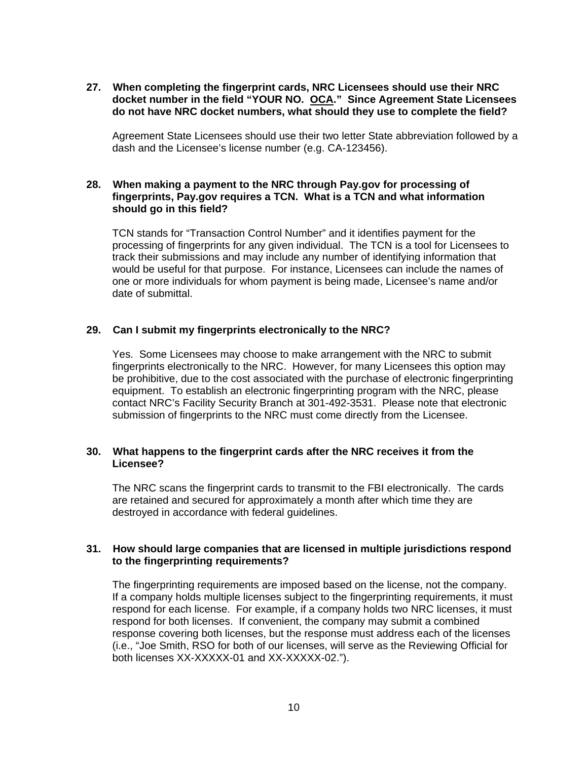**27. When completing the fingerprint cards, NRC Licensees should use their NRC docket number in the field "YOUR NO. <u>OCA</u>." Since Agreement State Licensees do not have NRC docket numbers, what should they use to complete the field?**

Agreement State Licensees should use their two letter State abbreviation followed by a dash and the Licensee's license number (e.g. CA-123456).

**28. When making a payment to the NRC through Pay.gov for processing of fingerprints, Pay.gov requires a TCN. What is a TCN and what information should go in this field?**

TCN stands for "Transaction Control Number" and it identifies payment for the processing of fingerprints for any given individual. The TCN is a tool for Licensees to track their submissions and may include any number of identifying information that would be useful for that purpose. For instance, Licensees can include the names of one or more individuals for whom payment is being made, Licensee's name and/or date of submittal.

**29. Can I submit my fingerprints electronically to the NRC?**

Yes. Some Licensees may choose to make arrangement with the NRC to submit fingerprints electronically to the NRC. However, for many Licensees this option may be prohibitive, due to the cost associated with the purchase of electronic fingerprinting equipment. To establish an electronic fingerprinting program with the NRC, please contact NRC's Facility Security Branch at 301-492-3531. Please note that electronic submission of fingerprints to the NRC must come directly from the Licensee.

**30. What happens to the fingerprint cards after the NRC receives it from the Licensee?**

The NRC scans the fingerprint cards to transmit to the FBI electronically. The cards are retained and secured for approximately a month after which time they are destroyed in accordance with federal guidelines.

**31. How should large companies that are licensed in multiple jurisdictions respond to the fingerprinting requirements?**

The fingerprinting requirements are imposed based on the license, not the company. If a company holds multiple licenses subject to the fingerprinting requirements, it must respond for each license. For example, if a company holds two NRC licenses, it must respond for both licenses. If convenient, the company may submit a combined response covering both licenses, but the response must address each of the licenses (i.e., "Joe Smith, RSO for both of our licenses, will serve as the Reviewing Official for both licenses XX-XXXXX-01 and XX-XXXXX-02.").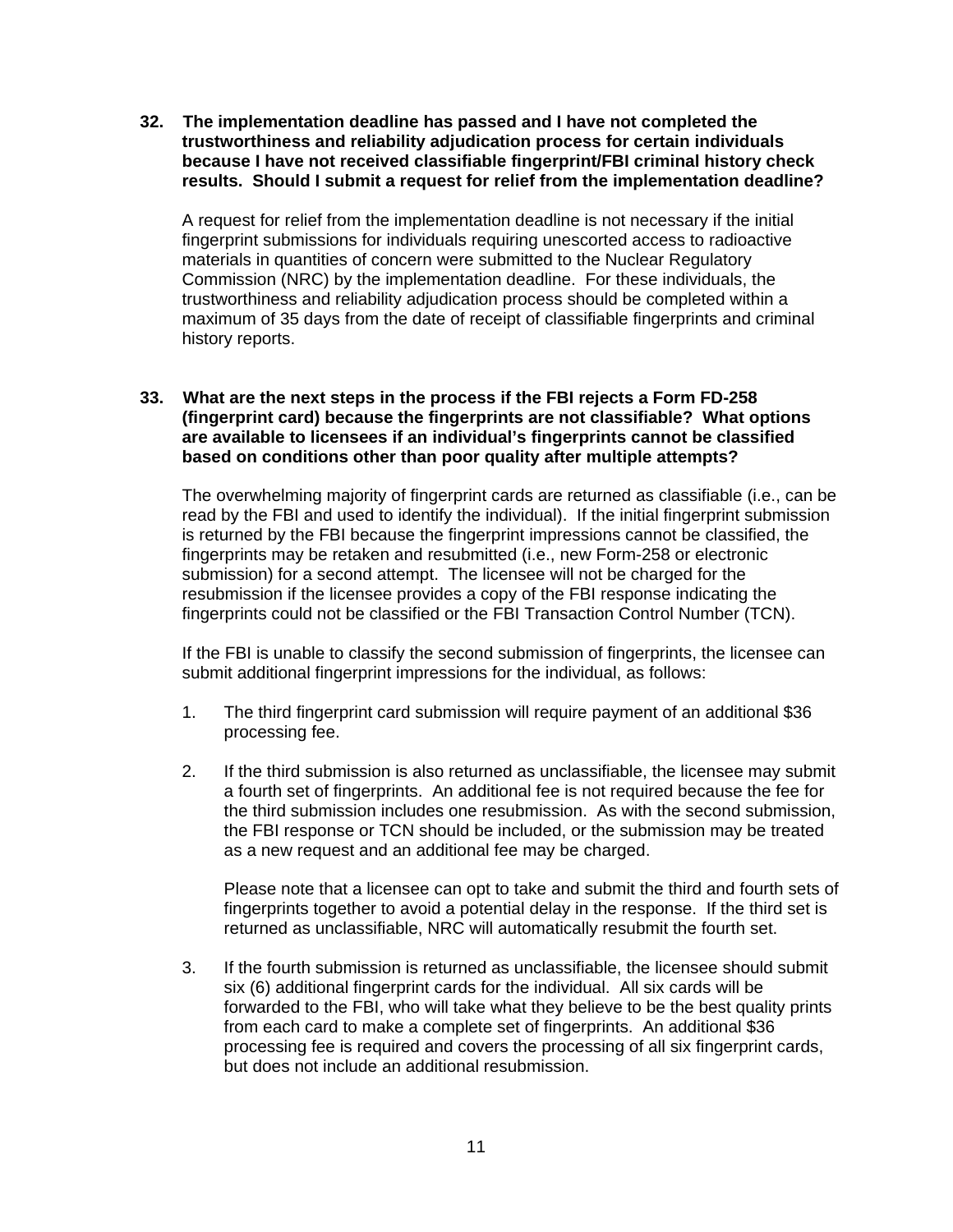**32. The implementation deadline has passed and I have not completed the trustworthiness and reliability adjudication process for certain individuals because I have not received classifiable fingerprint/FBI criminal history check results. Should I submit a request for relief from the implementation deadline?**

A request for relief from the implementation deadline is not necessary if the initial fingerprint submissions for individuals requiring unescorted access to radioactive materials in quantities of concern were submitted to the Nuclear Regulatory Commission (NRC) by the implementation deadline. For these individuals, the trustworthiness and reliability adjudication process should be completed within a maximum of 35 days from the date of receipt of classifiable fingerprints and criminal history reports.

**33. What are the next steps in the process if the FBI rejects a Form FD-258 (fingerprint card) because the fingerprints are not classifiable? What options are available to licensees if an individual's fingerprints cannot be classified based on conditions other than poor quality after multiple attempts?**

The overwhelming majority of fingerprint cards are returned as classifiable (i.e., can be read by the FBI and used to identify the individual). If the initial fingerprint submission is returned by the FBI because the fingerprint impressions cannot be classified, the fingerprints may be retaken and resubmitted (i.e., new Form-258 or electronic submission) for a second attempt. The licensee will not be charged for the resubmission if the licensee provides a copy of the FBI response indicating the fingerprints could not be classified or the FBI Transaction Control Number (TCN).

If the FBI is unable to classify the second submission of fingerprints, the licensee can submit additional fingerprint impressions for the individual, as follows:

1. The third fingerprint card submission will require payment of an additional $36 processing fee.

2. If the third submission is also returned as unclassifiable, the licensee may submit a fourth set of fingerprints. An additional fee is not required because the fee for the third submission includes one resubmission. As with the second submission, the FBI response or TCN should be included, or the submission may be treated as a new request and an additional fee may be charged.

   Please note that a licensee can opt to take and submit the third and fourth sets of fingerprints together to avoid a potential delay in the response. If the third set is returned as unclassifiable, NRC will automatically resubmit the fourth set.

3. If the fourth submission is returned as unclassifiable, the licensee should submit six (6) additional fingerprint cards for the individual. All six cards will be forwarded to the FBI, who will take what they believe to be the best quality prints from each card to make a complete set of fingerprints. An additional $36 processing fee is required and covers the processing of all six fingerprint cards, but does not include an additional resubmission.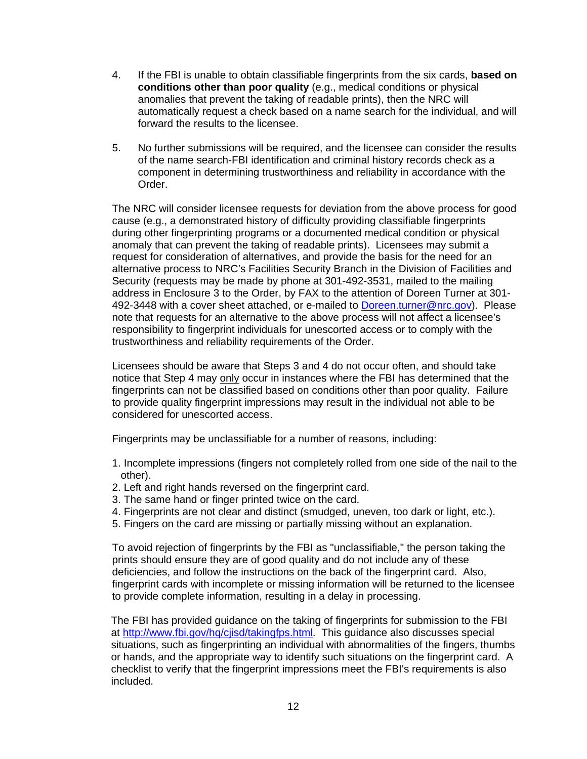4. If the FBI is unable to obtain classifiable fingerprints from the six cards, **based on conditions other than poor quality** (e.g., medical conditions or physical anomalies that prevent the taking of readable prints), then the NRC will automatically request a check based on a name search for the individual, and will forward the results to the licensee.

5. No further submissions will be required, and the licensee can consider the results of the name search-FBI identification and criminal history records check as a component in determining trustworthiness and reliability in accordance with the Order.

The NRC will consider licensee requests for deviation from the above process for good cause (e.g., a demonstrated history of difficulty providing classifiable fingerprints during other fingerprinting programs or a documented medical condition or physical anomaly that can prevent the taking of readable prints). Licensees may submit a request for consideration of alternatives, and provide the basis for the need for an alternative process to NRC's Facilities Security Branch in the Division of Facilities and Security (requests may be made by phone at 301-492-3531, mailed to the mailing address in Enclosure 3 to the Order, by FAX to the attention of Doreen Turner at 301-492-3448 with a cover sheet attached, or e-mailed to Doreen.turner@nrc.gov). Please note that requests for an alternative to the above process will not affect a licensee's responsibility to fingerprint individuals for unescorted access or to comply with the trustworthiness and reliability requirements of the Order.

Licensees should be aware that Steps 3 and 4 do not occur often, and should take notice that Step 4 may <u>only</u> occur in instances where the FBI has determined that the fingerprints can not be classified based on conditions other than poor quality. Failure to provide quality fingerprint impressions may result in the individual not able to be considered for unescorted access.

Fingerprints may be unclassifiable for a number of reasons, including:

1. Incomplete impressions (fingers not completely rolled from one side of the nail to the other).
2. Left and right hands reversed on the fingerprint card.
3. The same hand or finger printed twice on the card.
4. Fingerprints are not clear and distinct (smudged, uneven, too dark or light, etc.).
5. Fingers on the card are missing or partially missing without an explanation.

To avoid rejection of fingerprints by the FBI as "unclassifiable," the person taking the prints should ensure they are of good quality and do not include any of these deficiencies, and follow the instructions on the back of the fingerprint card. Also, fingerprint cards with incomplete or missing information will be returned to the licensee to provide complete information, resulting in a delay in processing.

The FBI has provided guidance on the taking of fingerprints for submission to the FBI at http://www.fbi.gov/hq/cjisd/takingfps.html. This guidance also discusses special situations, such as fingerprinting an individual with abnormalities of the fingers, thumbs or hands, and the appropriate way to identify such situations on the fingerprint card. A checklist to verify that the fingerprint impressions meet the FBI's requirements is also included.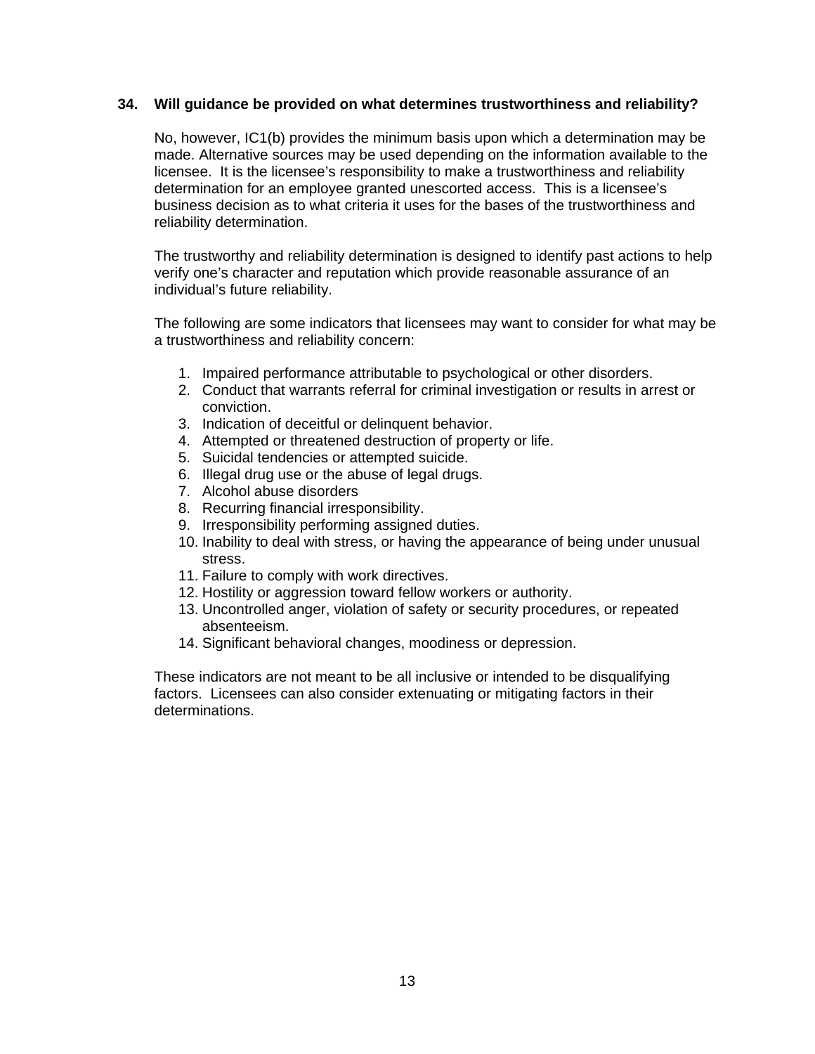**34. Will guidance be provided on what determines trustworthiness and reliability?**

No, however, IC1(b) provides the minimum basis upon which a determination may be made. Alternative sources may be used depending on the information available to the licensee. It is the licensee's responsibility to make a trustworthiness and reliability determination for an employee granted unescorted access. This is a licensee's business decision as to what criteria it uses for the bases of the trustworthiness and reliability determination.

The trustworthy and reliability determination is designed to identify past actions to help verify one's character and reputation which provide reasonable assurance of an individual's future reliability.

The following are some indicators that licensees may want to consider for what may be a trustworthiness and reliability concern:

1. Impaired performance attributable to psychological or other disorders.
2. Conduct that warrants referral for criminal investigation or results in arrest or conviction.
3. Indication of deceitful or delinquent behavior.
4. Attempted or threatened destruction of property or life.
5. Suicidal tendencies or attempted suicide.
6. Illegal drug use or the abuse of legal drugs.
7. Alcohol abuse disorders
8. Recurring financial irresponsibility.
9. Irresponsibility performing assigned duties.
10. Inability to deal with stress, or having the appearance of being under unusual stress.
11. Failure to comply with work directives.
12. Hostility or aggression toward fellow workers or authority.
13. Uncontrolled anger, violation of safety or security procedures, or repeated absenteeism.
14. Significant behavioral changes, moodiness or depression.

These indicators are not meant to be all inclusive or intended to be disqualifying factors. Licensees can also consider extenuating or mitigating factors in their determinations.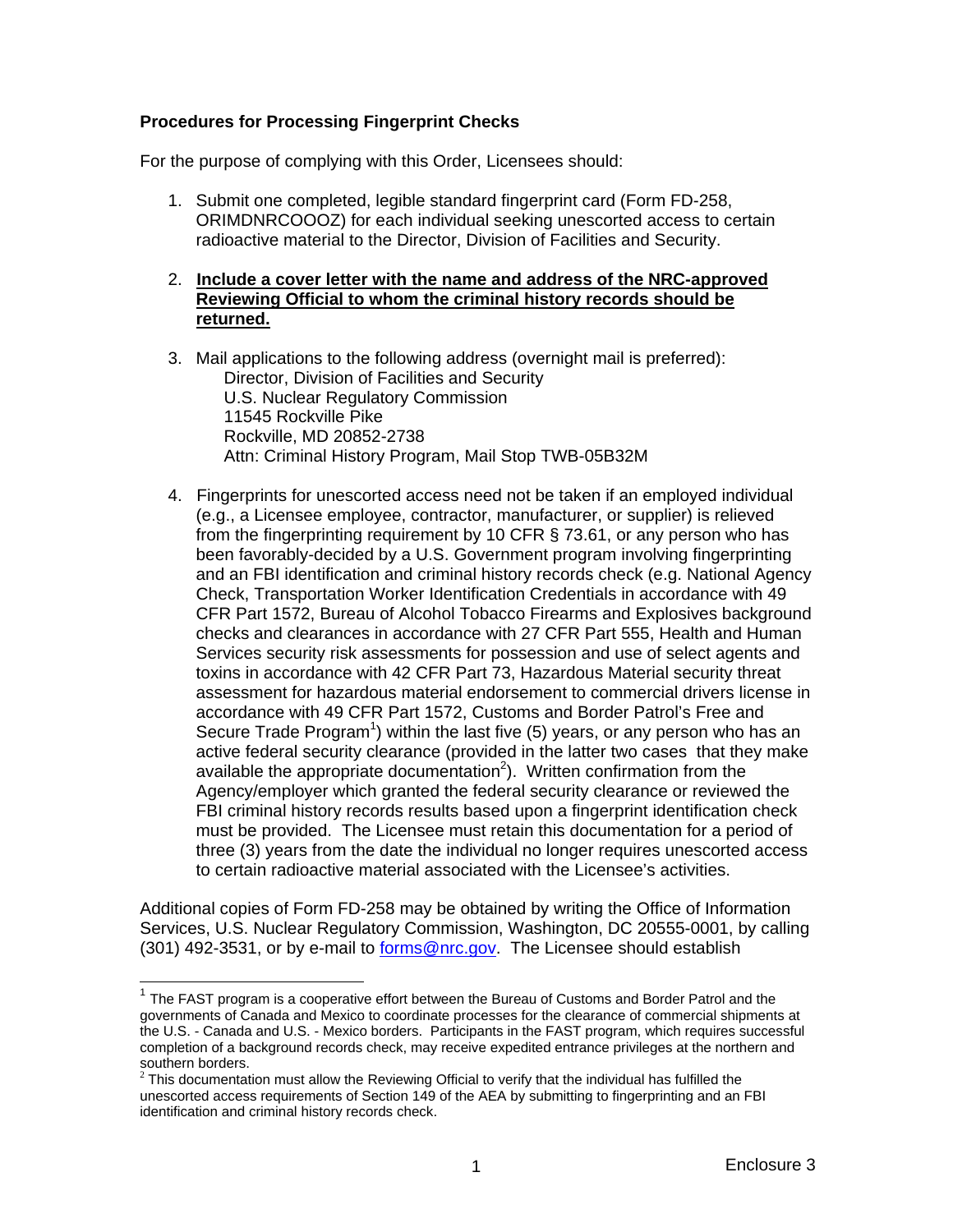**Procedures for Processing Fingerprint Checks**

For the purpose of complying with this Order, Licensees should:

1. Submit one completed, legible standard fingerprint card (Form FD-258, ORIMDNRCOOOZ) for each individual seeking unescorted access to certain radioactive material to the Director, Division of Facilities and Security.

2. **Include a cover letter with the name and address of the NRC-approved Reviewing Official to whom the criminal history records should be returned.**

3. Mail applications to the following address (overnight mail is preferred):
   Director, Division of Facilities and Security
   U.S. Nuclear Regulatory Commission
   11545 Rockville Pike
   Rockville, MD 20852-2738
   Attn: Criminal History Program, Mail Stop TWB-05B32M

4. Fingerprints for unescorted access need not be taken if an employed individual (e.g., a Licensee employee, contractor, manufacturer, or supplier) is relieved from the fingerprinting requirement by 10 CFR § 73.61, or any person who has been favorably-decided by a U.S. Government program involving fingerprinting and an FBI identification and criminal history records check (e.g. National Agency Check, Transportation Worker Identification Credentials in accordance with 49 CFR Part 1572, Bureau of Alcohol Tobacco Firearms and Explosives background checks and clearances in accordance with 27 CFR Part 555, Health and Human Services security risk assessments for possession and use of select agents and toxins in accordance with 42 CFR Part 73, Hazardous Material security threat assessment for hazardous material endorsement to commercial drivers license in accordance with 49 CFR Part 1572, Customs and Border Patrol's Free and Secure Trade Program[1]) within the last five (5) years, or any person who has an active federal security clearance (provided in the latter two cases that they make available the appropriate documentation[2]). Written confirmation from the Agency/employer which granted the federal security clearance or reviewed the FBI criminal history records results based upon a fingerprint identification check must be provided. The Licensee must retain this documentation for a period of three (3) years from the date the individual no longer requires unescorted access to certain radioactive material associated with the Licensee's activities.

Additional copies of Form FD-258 may be obtained by writing the Office of Information Services, U.S. Nuclear Regulatory Commission, Washington, DC 20555-0001, by calling (301) 492-3531, or by e-mail to forms@nrc.gov. The Licensee should establish

---

[1] The FAST program is a cooperative effort between the Bureau of Customs and Border Patrol and the governments of Canada and Mexico to coordinate processes for the clearance of commercial shipments at the U.S. - Canada and U.S. - Mexico borders. Participants in the FAST program, which requires successful completion of a background records check, may receive expedited entrance privileges at the northern and southern borders.

[2] This documentation must allow the Reviewing Official to verify that the individual has fulfilled the unescorted access requirements of Section 149 of the AEA by submitting to fingerprinting and an FBI identification and criminal history records check.

Enclosure 3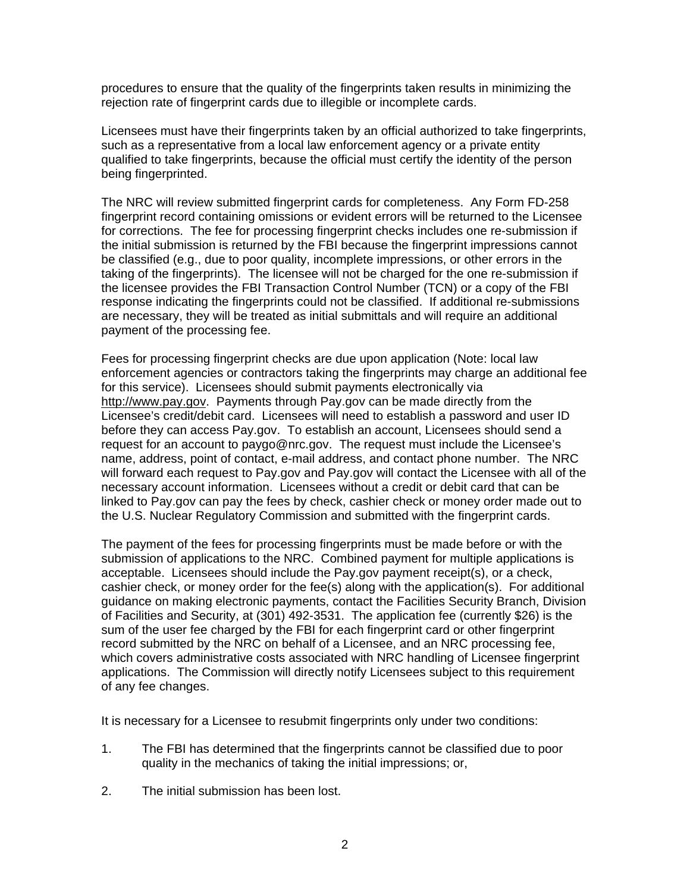procedures to ensure that the quality of the fingerprints taken results in minimizing the rejection rate of fingerprint cards due to illegible or incomplete cards.

Licensees must have their fingerprints taken by an official authorized to take fingerprints, such as a representative from a local law enforcement agency or a private entity qualified to take fingerprints, because the official must certify the identity of the person being fingerprinted.

The NRC will review submitted fingerprint cards for completeness. Any Form FD-258 fingerprint record containing omissions or evident errors will be returned to the Licensee for corrections. The fee for processing fingerprint checks includes one re-submission if the initial submission is returned by the FBI because the fingerprint impressions cannot be classified (e.g., due to poor quality, incomplete impressions, or other errors in the taking of the fingerprints). The licensee will not be charged for the one re-submission if the licensee provides the FBI Transaction Control Number (TCN) or a copy of the FBI response indicating the fingerprints could not be classified. If additional re-submissions are necessary, they will be treated as initial submittals and will require an additional payment of the processing fee.

Fees for processing fingerprint checks are due upon application (Note: local law enforcement agencies or contractors taking the fingerprints may charge an additional fee for this service). Licensees should submit payments electronically via http://www.pay.gov. Payments through Pay.gov can be made directly from the Licensee's credit/debit card. Licensees will need to establish a password and user ID before they can access Pay.gov. To establish an account, Licensees should send a request for an account to paygo@nrc.gov. The request must include the Licensee's name, address, point of contact, e-mail address, and contact phone number. The NRC will forward each request to Pay.gov and Pay.gov will contact the Licensee with all of the necessary account information. Licensees without a credit or debit card that can be linked to Pay.gov can pay the fees by check, cashier check or money order made out to the U.S. Nuclear Regulatory Commission and submitted with the fingerprint cards.

The payment of the fees for processing fingerprints must be made before or with the submission of applications to the NRC. Combined payment for multiple applications is acceptable. Licensees should include the Pay.gov payment receipt(s), or a check, cashier check, or money order for the fee(s) along with the application(s). For additional guidance on making electronic payments, contact the Facilities Security Branch, Division of Facilities and Security, at (301) 492-3531. The application fee (currently $26) is the sum of the user fee charged by the FBI for each fingerprint card or other fingerprint record submitted by the NRC on behalf of a Licensee, and an NRC processing fee, which covers administrative costs associated with NRC handling of Licensee fingerprint applications. The Commission will directly notify Licensees subject to this requirement of any fee changes.

It is necessary for a Licensee to resubmit fingerprints only under two conditions:

1. The FBI has determined that the fingerprints cannot be classified due to poor quality in the mechanics of taking the initial impressions; or,
2. The initial submission has been lost.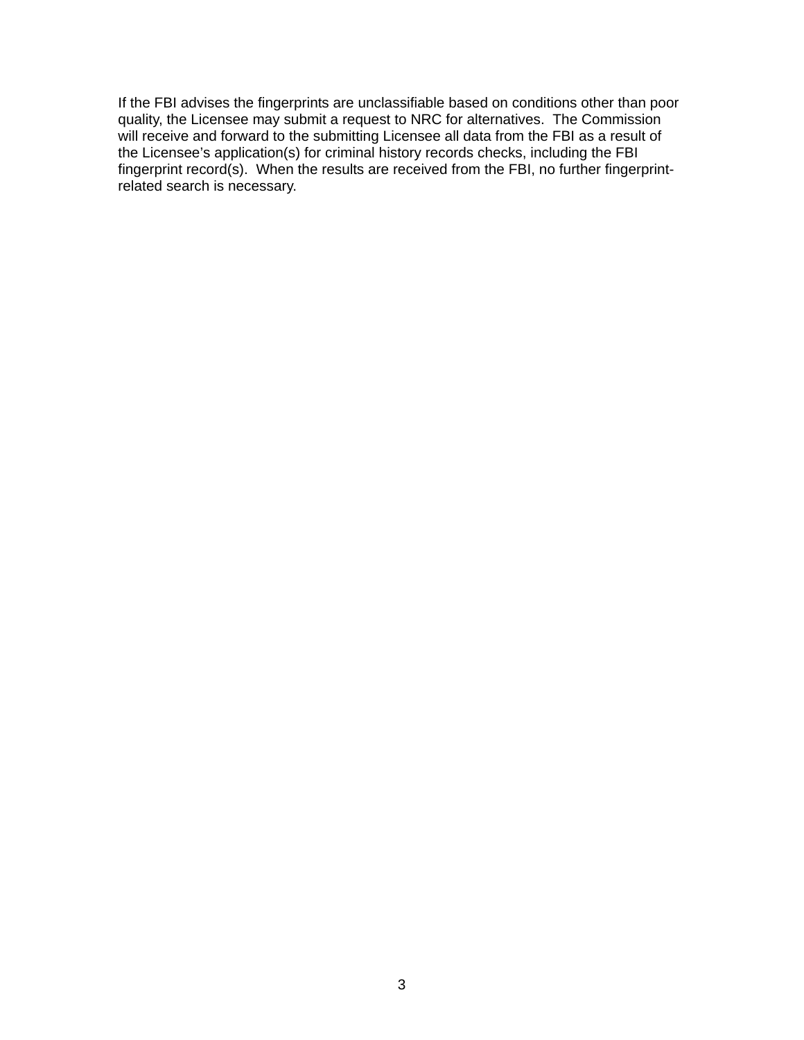If the FBI advises the fingerprints are unclassifiable based on conditions other than poor quality, the Licensee may submit a request to NRC for alternatives. The Commission will receive and forward to the submitting Licensee all data from the FBI as a result of the Licensee's application(s) for criminal history records checks, including the FBI fingerprint record(s). When the results are received from the FBI, no further fingerprint-related search is necessary.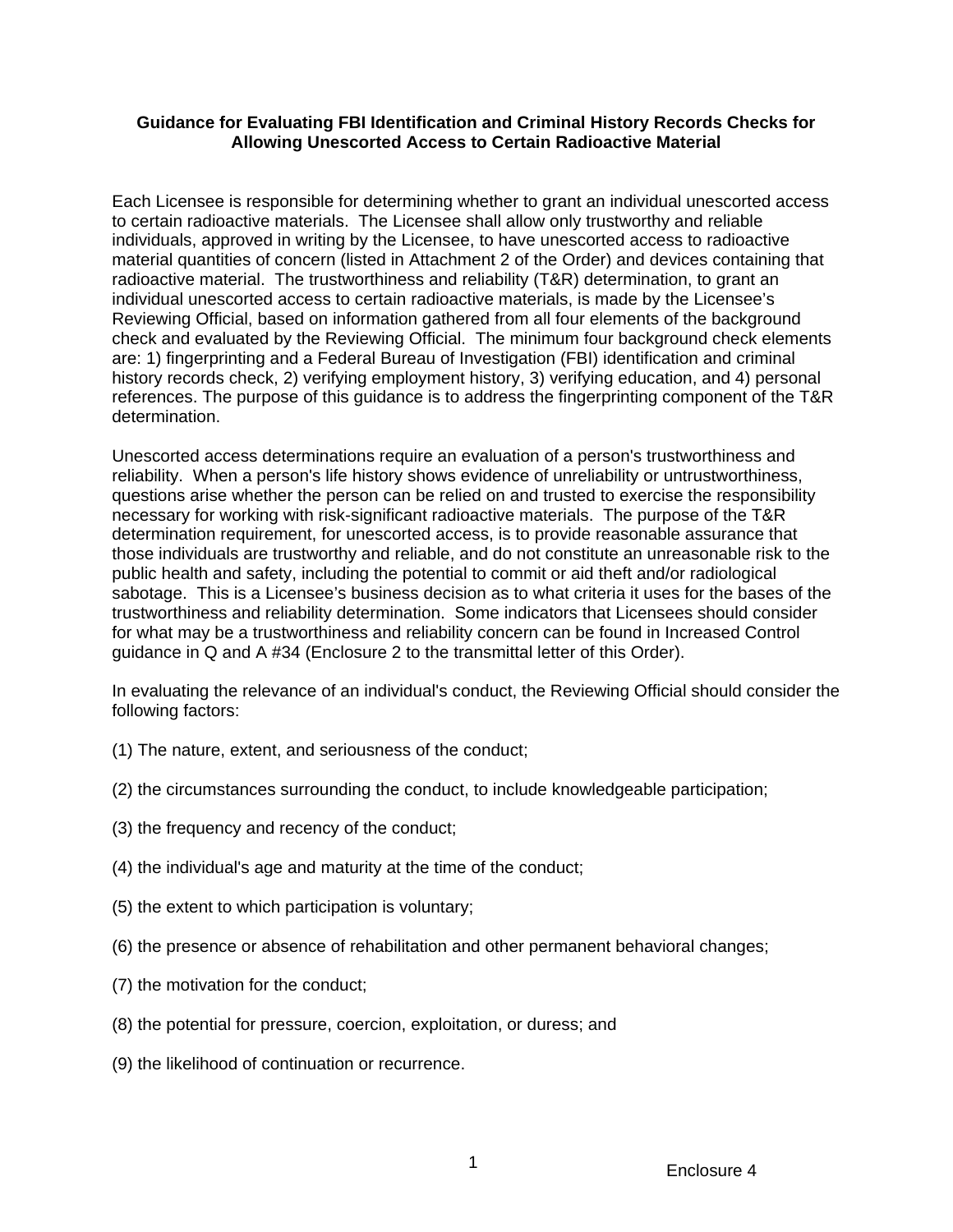**Guidance for Evaluating FBI Identification and Criminal History Records Checks for Allowing Unescorted Access to Certain Radioactive Material**

Each Licensee is responsible for determining whether to grant an individual unescorted access to certain radioactive materials. The Licensee shall allow only trustworthy and reliable individuals, approved in writing by the Licensee, to have unescorted access to radioactive material quantities of concern (listed in Attachment 2 of the Order) and devices containing that radioactive material. The trustworthiness and reliability (T&R) determination, to grant an individual unescorted access to certain radioactive materials, is made by the Licensee's Reviewing Official, based on information gathered from all four elements of the background check and evaluated by the Reviewing Official. The minimum four background check elements are: 1) fingerprinting and a Federal Bureau of Investigation (FBI) identification and criminal history records check, 2) verifying employment history, 3) verifying education, and 4) personal references. The purpose of this guidance is to address the fingerprinting component of the T&R determination.

Unescorted access determinations require an evaluation of a person's trustworthiness and reliability. When a person's life history shows evidence of unreliability or untrustworthiness, questions arise whether the person can be relied on and trusted to exercise the responsibility necessary for working with risk-significant radioactive materials. The purpose of the T&R determination requirement, for unescorted access, is to provide reasonable assurance that those individuals are trustworthy and reliable, and do not constitute an unreasonable risk to the public health and safety, including the potential to commit or aid theft and/or radiological sabotage. This is a Licensee's business decision as to what criteria it uses for the bases of the trustworthiness and reliability determination. Some indicators that Licensees should consider for what may be a trustworthiness and reliability concern can be found in Increased Control guidance in Q and A #34 (Enclosure 2 to the transmittal letter of this Order).

In evaluating the relevance of an individual's conduct, the Reviewing Official should consider the following factors:

(1) The nature, extent, and seriousness of the conduct;

(2) the circumstances surrounding the conduct, to include knowledgeable participation;

(3) the frequency and recency of the conduct;

(4) the individual's age and maturity at the time of the conduct;

(5) the extent to which participation is voluntary;

(6) the presence or absence of rehabilitation and other permanent behavioral changes;

(7) the motivation for the conduct;

(8) the potential for pressure, coercion, exploitation, or duress; and

(9) the likelihood of continuation or recurrence.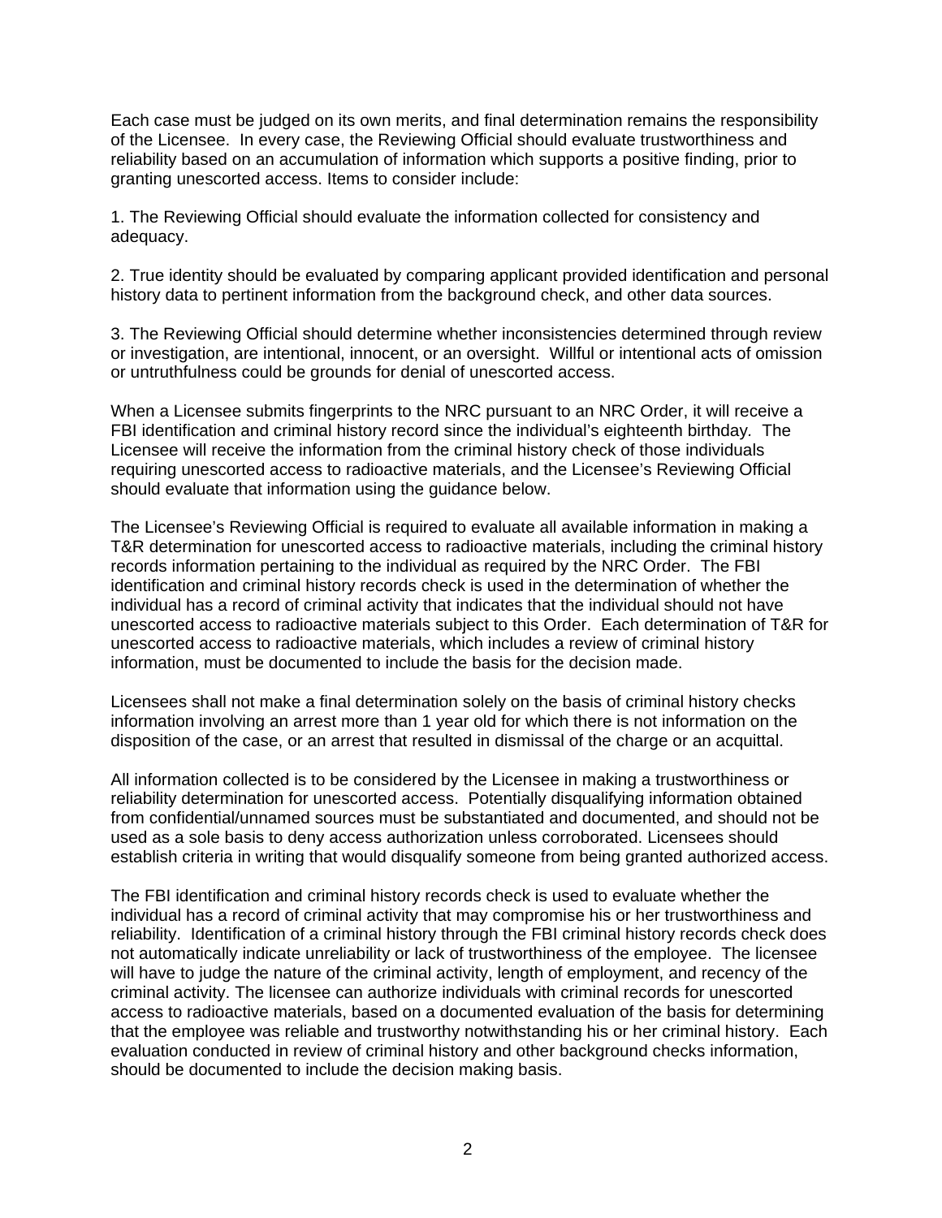Each case must be judged on its own merits, and final determination remains the responsibility of the Licensee. In every case, the Reviewing Official should evaluate trustworthiness and reliability based on an accumulation of information which supports a positive finding, prior to granting unescorted access. Items to consider include:

1. The Reviewing Official should evaluate the information collected for consistency and adequacy.

2. True identity should be evaluated by comparing applicant provided identification and personal history data to pertinent information from the background check, and other data sources.

3. The Reviewing Official should determine whether inconsistencies determined through review or investigation, are intentional, innocent, or an oversight. Willful or intentional acts of omission or untruthfulness could be grounds for denial of unescorted access.

When a Licensee submits fingerprints to the NRC pursuant to an NRC Order, it will receive a FBI identification and criminal history record since the individual's eighteenth birthday. The Licensee will receive the information from the criminal history check of those individuals requiring unescorted access to radioactive materials, and the Licensee's Reviewing Official should evaluate that information using the guidance below.

The Licensee's Reviewing Official is required to evaluate all available information in making a T&R determination for unescorted access to radioactive materials, including the criminal history records information pertaining to the individual as required by the NRC Order. The FBI identification and criminal history records check is used in the determination of whether the individual has a record of criminal activity that indicates that the individual should not have unescorted access to radioactive materials subject to this Order. Each determination of T&R for unescorted access to radioactive materials, which includes a review of criminal history information, must be documented to include the basis for the decision made.

Licensees shall not make a final determination solely on the basis of criminal history checks information involving an arrest more than 1 year old for which there is not information on the disposition of the case, or an arrest that resulted in dismissal of the charge or an acquittal.

All information collected is to be considered by the Licensee in making a trustworthiness or reliability determination for unescorted access. Potentially disqualifying information obtained from confidential/unnamed sources must be substantiated and documented, and should not be used as a sole basis to deny access authorization unless corroborated. Licensees should establish criteria in writing that would disqualify someone from being granted authorized access.

The FBI identification and criminal history records check is used to evaluate whether the individual has a record of criminal activity that may compromise his or her trustworthiness and reliability. Identification of a criminal history through the FBI criminal history records check does not automatically indicate unreliability or lack of trustworthiness of the employee. The licensee will have to judge the nature of the criminal activity, length of employment, and recency of the criminal activity. The licensee can authorize individuals with criminal records for unescorted access to radioactive materials, based on a documented evaluation of the basis for determining that the employee was reliable and trustworthy notwithstanding his or her criminal history. Each evaluation conducted in review of criminal history and other background checks information, should be documented to include the decision making basis.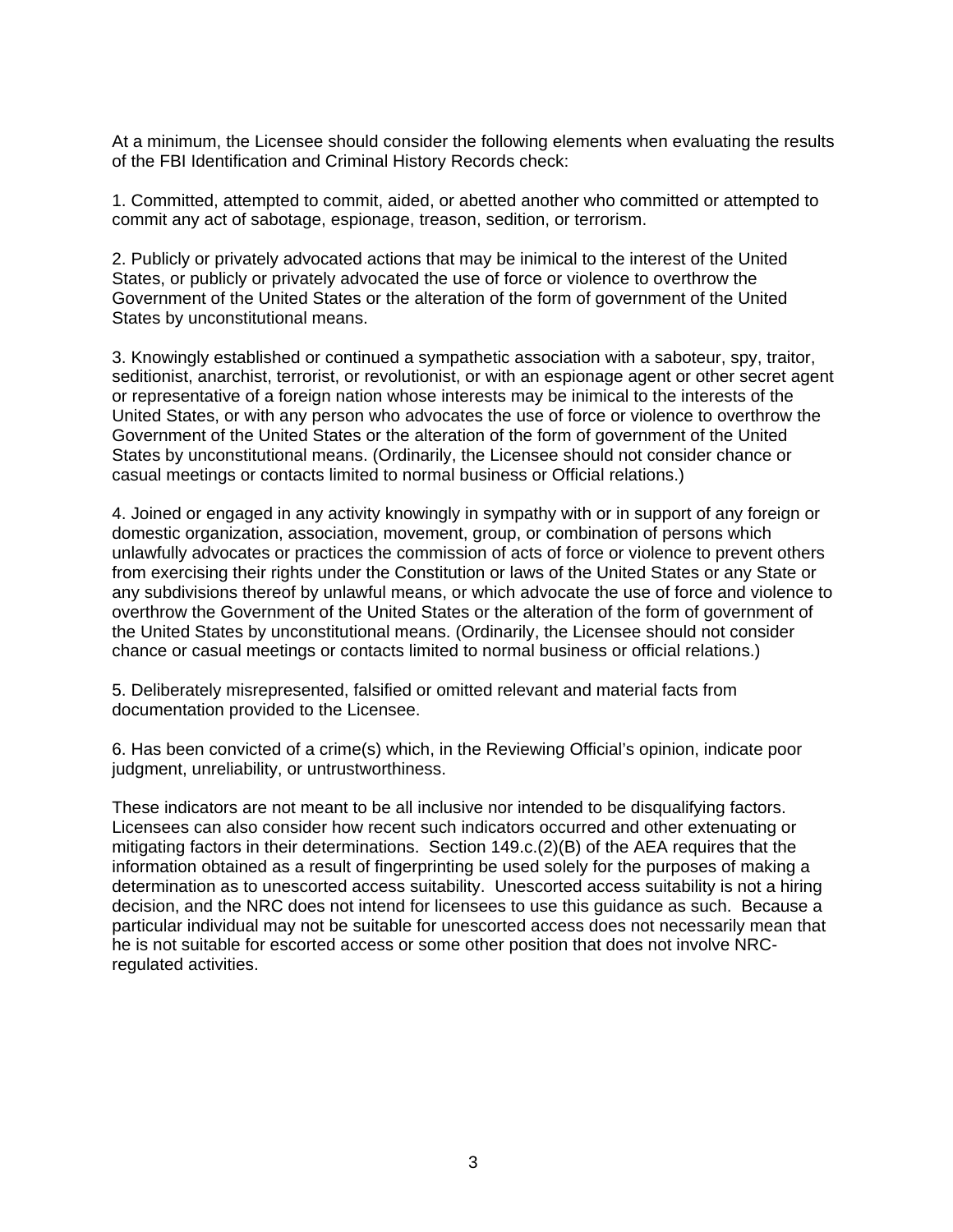At a minimum, the Licensee should consider the following elements when evaluating the results of the FBI Identification and Criminal History Records check:

1. Committed, attempted to commit, aided, or abetted another who committed or attempted to commit any act of sabotage, espionage, treason, sedition, or terrorism.

2. Publicly or privately advocated actions that may be inimical to the interest of the United States, or publicly or privately advocated the use of force or violence to overthrow the Government of the United States or the alteration of the form of government of the United States by unconstitutional means.

3. Knowingly established or continued a sympathetic association with a saboteur, spy, traitor, seditionist, anarchist, terrorist, or revolutionist, or with an espionage agent or other secret agent or representative of a foreign nation whose interests may be inimical to the interests of the United States, or with any person who advocates the use of force or violence to overthrow the Government of the United States or the alteration of the form of government of the United States by unconstitutional means. (Ordinarily, the Licensee should not consider chance or casual meetings or contacts limited to normal business or Official relations.)

4. Joined or engaged in any activity knowingly in sympathy with or in support of any foreign or domestic organization, association, movement, group, or combination of persons which unlawfully advocates or practices the commission of acts of force or violence to prevent others from exercising their rights under the Constitution or laws of the United States or any State or any subdivisions thereof by unlawful means, or which advocate the use of force and violence to overthrow the Government of the United States or the alteration of the form of government of the United States by unconstitutional means. (Ordinarily, the Licensee should not consider chance or casual meetings or contacts limited to normal business or official relations.)

5. Deliberately misrepresented, falsified or omitted relevant and material facts from documentation provided to the Licensee.

6. Has been convicted of a crime(s) which, in the Reviewing Official's opinion, indicate poor judgment, unreliability, or untrustworthiness.

These indicators are not meant to be all inclusive nor intended to be disqualifying factors. Licensees can also consider how recent such indicators occurred and other extenuating or mitigating factors in their determinations. Section 149.c.(2)(B) of the AEA requires that the information obtained as a result of fingerprinting be used solely for the purposes of making a determination as to unescorted access suitability. Unescorted access suitability is not a hiring decision, and the NRC does not intend for licensees to use this guidance as such. Because a particular individual may not be suitable for unescorted access does not necessarily mean that he is not suitable for escorted access or some other position that does not involve NRC-regulated activities.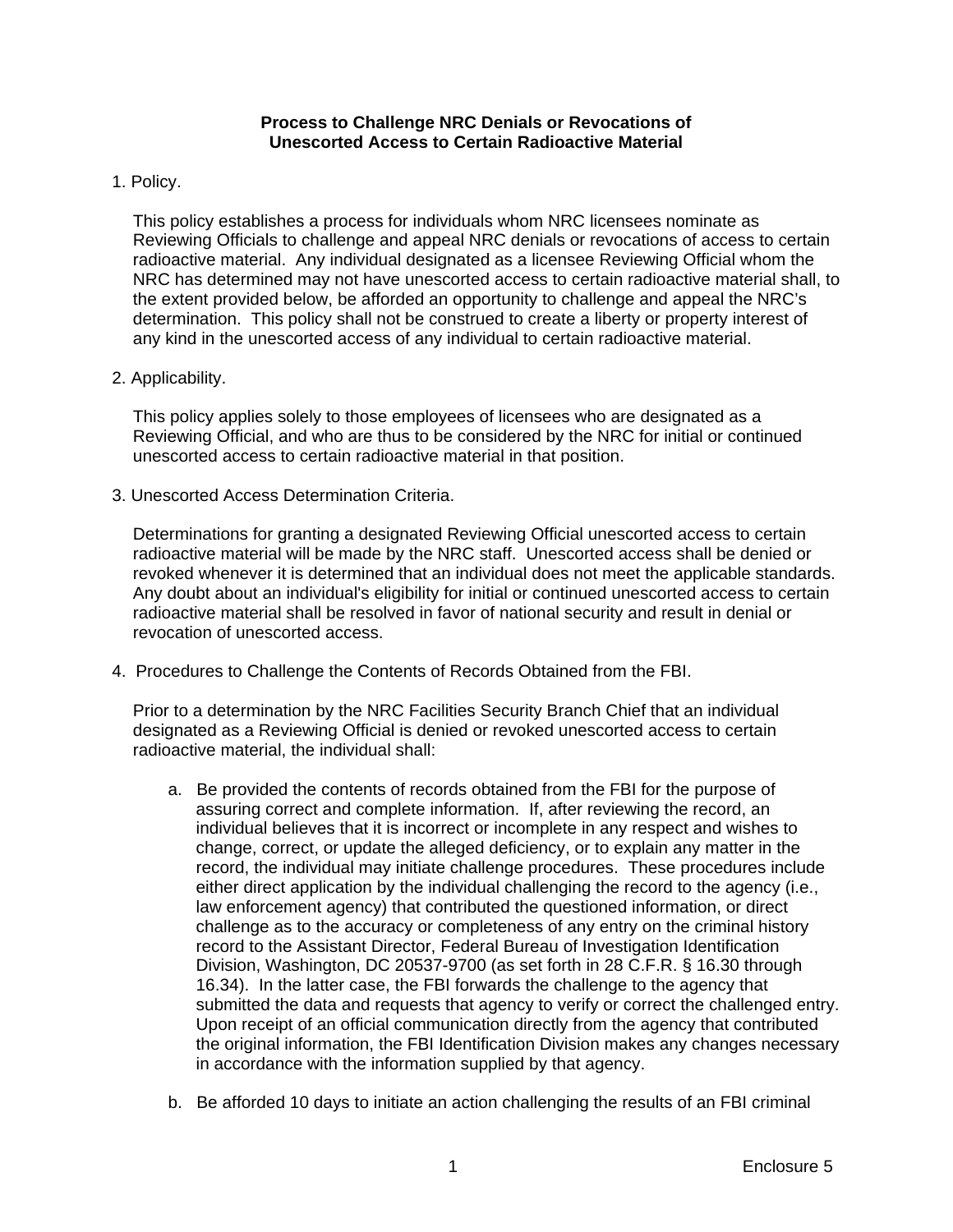**Process to Challenge NRC Denials or Revocations of Unescorted Access to Certain Radioactive Material**

1. Policy.

   This policy establishes a process for individuals whom NRC licensees nominate as Reviewing Officials to challenge and appeal NRC denials or revocations of access to certain radioactive material. Any individual designated as a licensee Reviewing Official whom the NRC has determined may not have unescorted access to certain radioactive material shall, to the extent provided below, be afforded an opportunity to challenge and appeal the NRC's determination. This policy shall not be construed to create a liberty or property interest of any kind in the unescorted access of any individual to certain radioactive material.

2. Applicability.

   This policy applies solely to those employees of licensees who are designated as a Reviewing Official, and who are thus to be considered by the NRC for initial or continued unescorted access to certain radioactive material in that position.

3. Unescorted Access Determination Criteria.

   Determinations for granting a designated Reviewing Official unescorted access to certain radioactive material will be made by the NRC staff. Unescorted access shall be denied or revoked whenever it is determined that an individual does not meet the applicable standards. Any doubt about an individual's eligibility for initial or continued unescorted access to certain radioactive material shall be resolved in favor of national security and result in denial or revocation of unescorted access.

4. Procedures to Challenge the Contents of Records Obtained from the FBI.

   Prior to a determination by the NRC Facilities Security Branch Chief that an individual designated as a Reviewing Official is denied or revoked unescorted access to certain radioactive material, the individual shall:

   a. Be provided the contents of records obtained from the FBI for the purpose of assuring correct and complete information. If, after reviewing the record, an individual believes that it is incorrect or incomplete in any respect and wishes to change, correct, or update the alleged deficiency, or to explain any matter in the record, the individual may initiate challenge procedures. These procedures include either direct application by the individual challenging the record to the agency (i.e., law enforcement agency) that contributed the questioned information, or direct challenge as to the accuracy or completeness of any entry on the criminal history record to the Assistant Director, Federal Bureau of Investigation Identification Division, Washington, DC 20537-9700 (as set forth in 28 C.F.R. § 16.30 through 16.34). In the latter case, the FBI forwards the challenge to the agency that submitted the data and requests that agency to verify or correct the challenged entry. Upon receipt of an official communication directly from the agency that contributed the original information, the FBI Identification Division makes any changes necessary in accordance with the information supplied by that agency.

   b. Be afforded 10 days to initiate an action challenging the results of an FBI criminal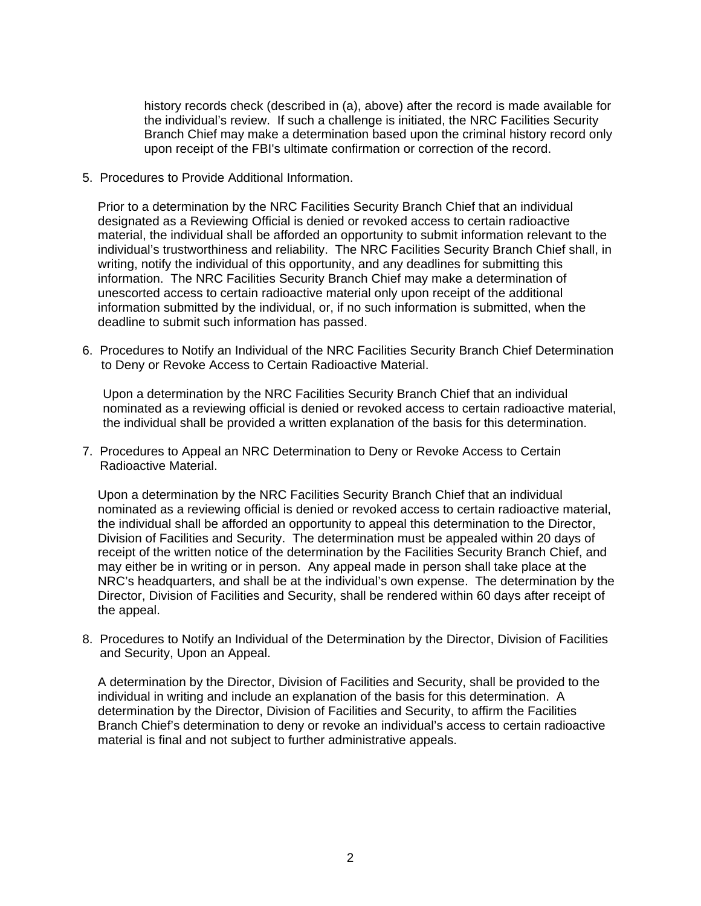history records check (described in (a), above) after the record is made available for the individual's review. If such a challenge is initiated, the NRC Facilities Security Branch Chief may make a determination based upon the criminal history record only upon receipt of the FBI's ultimate confirmation or correction of the record.

5. Procedures to Provide Additional Information.

   Prior to a determination by the NRC Facilities Security Branch Chief that an individual designated as a Reviewing Official is denied or revoked access to certain radioactive material, the individual shall be afforded an opportunity to submit information relevant to the individual's trustworthiness and reliability. The NRC Facilities Security Branch Chief shall, in writing, notify the individual of this opportunity, and any deadlines for submitting this information. The NRC Facilities Security Branch Chief may make a determination of unescorted access to certain radioactive material only upon receipt of the additional information submitted by the individual, or, if no such information is submitted, when the deadline to submit such information has passed.

6. Procedures to Notify an Individual of the NRC Facilities Security Branch Chief Determination to Deny or Revoke Access to Certain Radioactive Material.

   Upon a determination by the NRC Facilities Security Branch Chief that an individual nominated as a reviewing official is denied or revoked access to certain radioactive material, the individual shall be provided a written explanation of the basis for this determination.

7. Procedures to Appeal an NRC Determination to Deny or Revoke Access to Certain Radioactive Material.

   Upon a determination by the NRC Facilities Security Branch Chief that an individual nominated as a reviewing official is denied or revoked access to certain radioactive material, the individual shall be afforded an opportunity to appeal this determination to the Director, Division of Facilities and Security. The determination must be appealed within 20 days of receipt of the written notice of the determination by the Facilities Security Branch Chief, and may either be in writing or in person. Any appeal made in person shall take place at the NRC's headquarters, and shall be at the individual's own expense. The determination by the Director, Division of Facilities and Security, shall be rendered within 60 days after receipt of the appeal.

8. Procedures to Notify an Individual of the Determination by the Director, Division of Facilities and Security, Upon an Appeal.

   A determination by the Director, Division of Facilities and Security, shall be provided to the individual in writing and include an explanation of the basis for this determination. A determination by the Director, Division of Facilities and Security, to affirm the Facilities Branch Chief's determination to deny or revoke an individual's access to certain radioactive material is final and not subject to further administrative appeals.